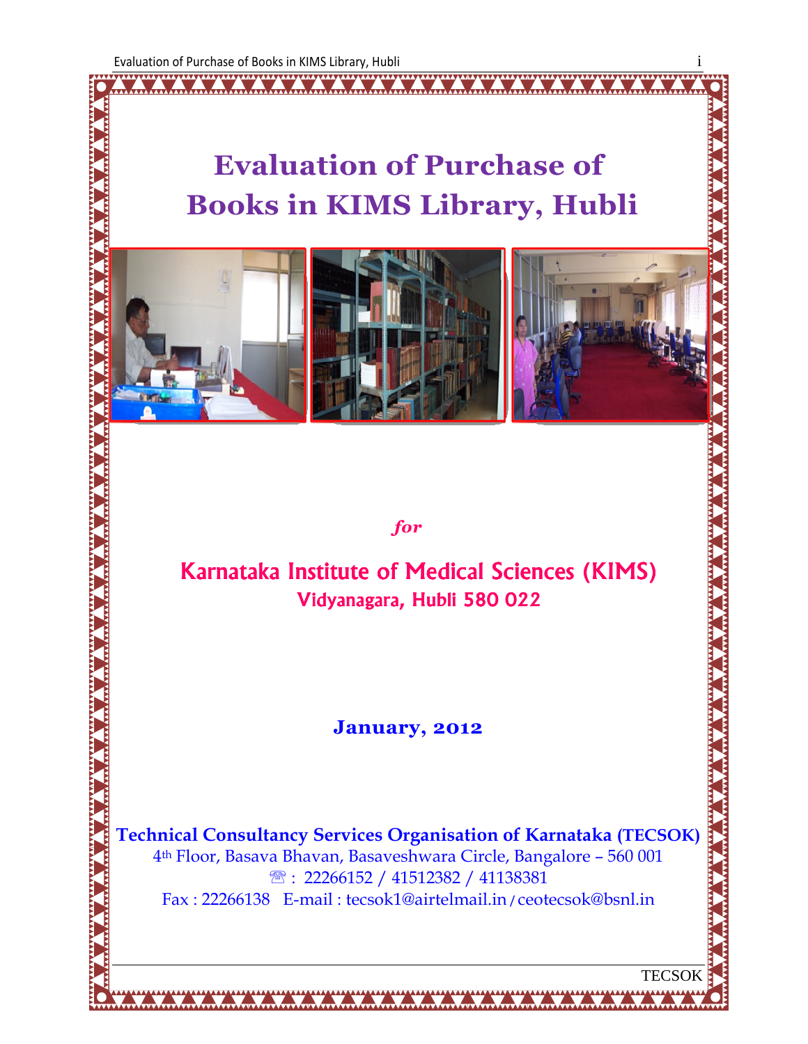# Evaluation of Purchase of Books in KIMS Library, Hubli

*for*

## Karnataka Institute of Medical Sciences (KIMS)

### Vidyanagara, Hubli 580 022

**January, 2012**

**Technical Consultancy Services Organisation of Karnataka (TECSOK)**

4th Floor, Basava Bhavan, Basaveshwara Circle, Bangalore – 560 001

☏ : 22266152 / 41512382 / 41138381

Fax : 22266138 E-mail : tecsok1@airtelmail.in / ceotecsok@bsnl.in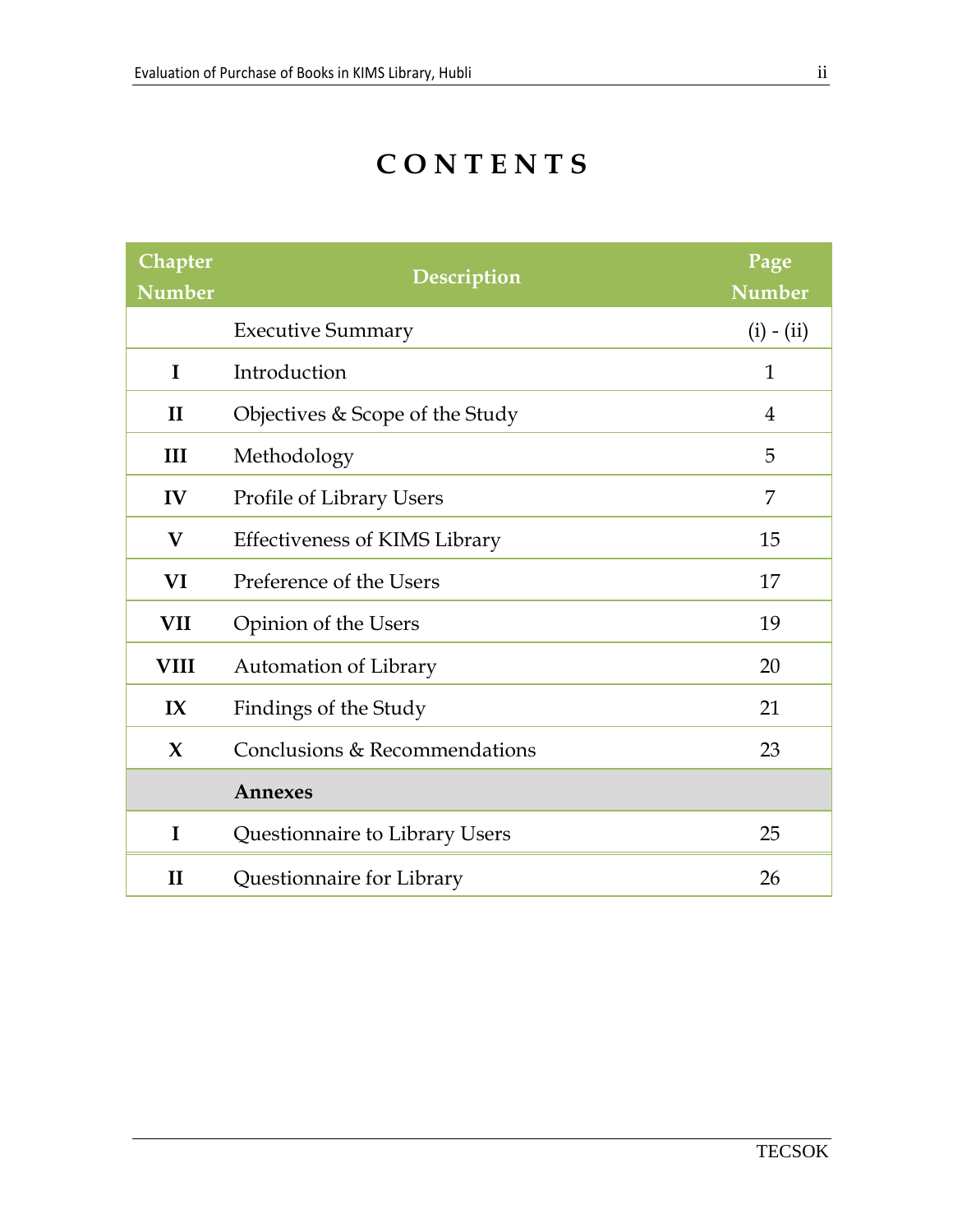# CONTENTS

| Chapter Number | Description | Page Number |
|---|---|---|
| | Executive Summary | (i) - (ii) |
| I | Introduction | 1 |
| II | Objectives & Scope of the Study | 4 |
| III | Methodology | 5 |
| IV | Profile of Library Users | 7 |
| V | Effectiveness of KIMS Library | 15 |
| VI | Preference of the Users | 17 |
| VII | Opinion of the Users | 19 |
| VIII | Automation of Library | 20 |
| IX | Findings of the Study | 21 |
| X | Conclusions & Recommendations | 23 |
| | **Annexes** | |
| I | Questionnaire to Library Users | 25 |
| II | Questionnaire for Library | 26 |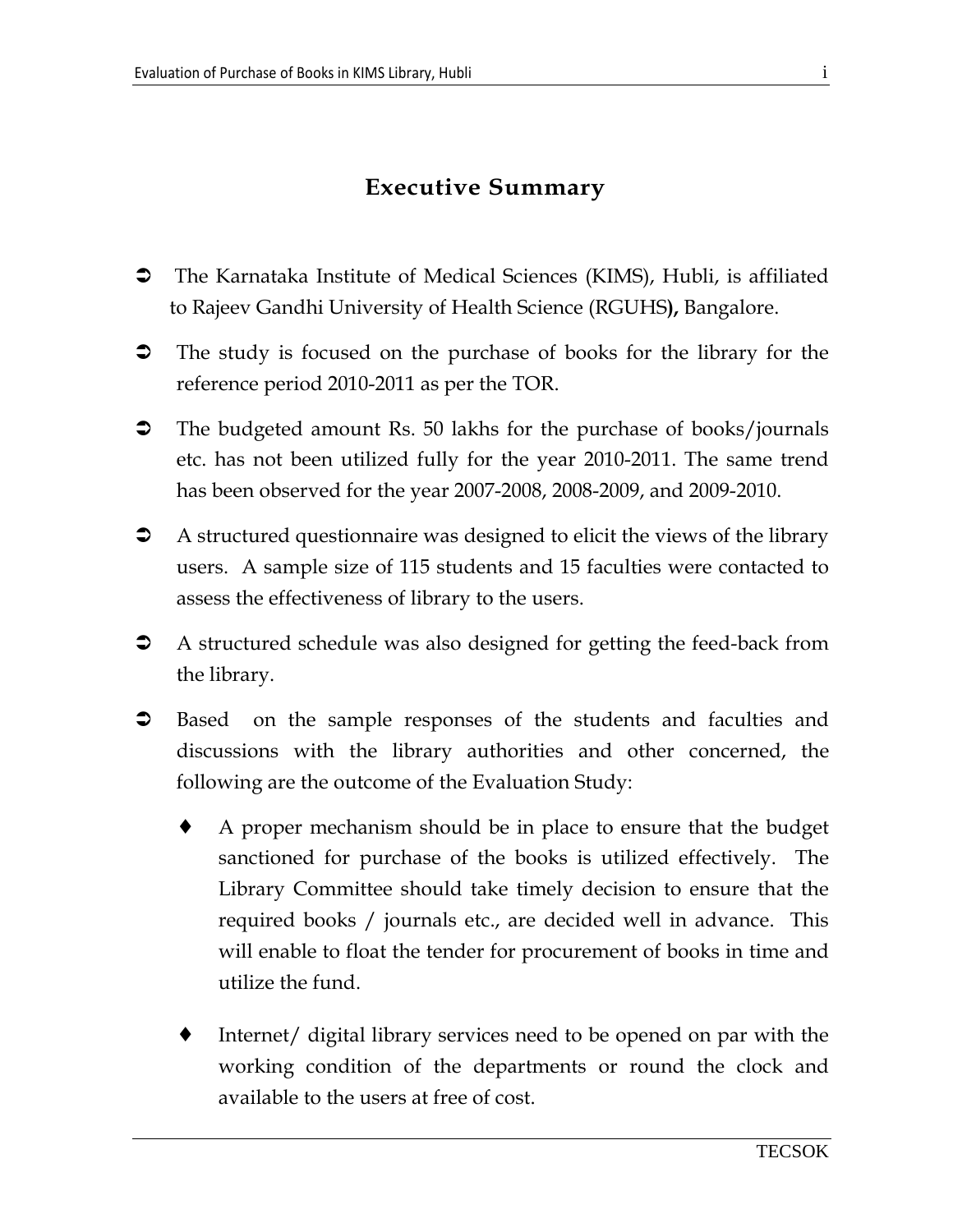## Executive Summary

- The Karnataka Institute of Medical Sciences (KIMS), Hubli, is affiliated to Rajeev Gandhi University of Health Science (RGUHS**),** Bangalore.
- The study is focused on the purchase of books for the library for the reference period 2010-2011 as per the TOR.
- The budgeted amount Rs. 50 lakhs for the purchase of books/journals etc. has not been utilized fully for the year 2010-2011. The same trend has been observed for the year 2007-2008, 2008-2009, and 2009-2010.
- A structured questionnaire was designed to elicit the views of the library users. A sample size of 115 students and 15 faculties were contacted to assess the effectiveness of library to the users.
- A structured schedule was also designed for getting the feed-back from the library.
- Based on the sample responses of the students and faculties and discussions with the library authorities and other concerned, the following are the outcome of the Evaluation Study:
    - A proper mechanism should be in place to ensure that the budget sanctioned for purchase of the books is utilized effectively. The Library Committee should take timely decision to ensure that the required books / journals etc., are decided well in advance. This will enable to float the tender for procurement of books in time and utilize the fund.
    - Internet/ digital library services need to be opened on par with the working condition of the departments or round the clock and available to the users at free of cost.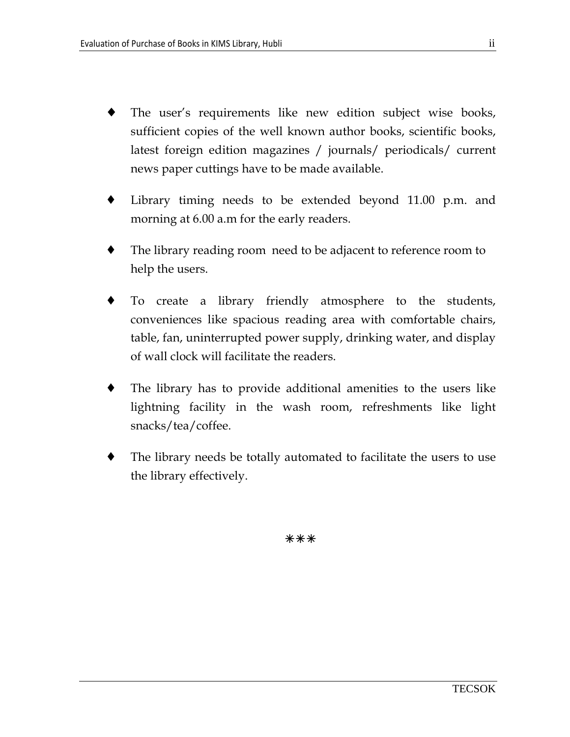- The user's requirements like new edition subject wise books, sufficient copies of the well known author books, scientific books, latest foreign edition magazines / journals/ periodicals/ current news paper cuttings have to be made available.

- Library timing needs to be extended beyond 11.00 p.m. and morning at 6.00 a.m for the early readers.

- The library reading room need to be adjacent to reference room to help the users.

- To create a library friendly atmosphere to the students, conveniences like spacious reading area with comfortable chairs, table, fan, uninterrupted power supply, drinking water, and display of wall clock will facilitate the readers.

- The library has to provide additional amenities to the users like lightning facility in the wash room, refreshments like light snacks/tea/coffee.

- The library needs be totally automated to facilitate the users to use the library effectively.

∗∗∗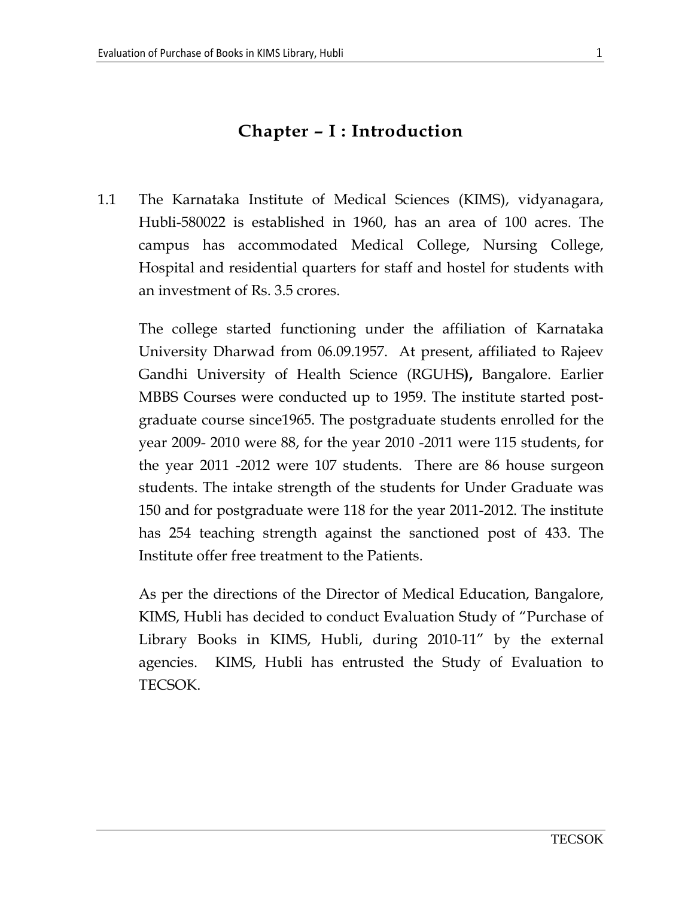# Chapter – I : Introduction

1.1 The Karnataka Institute of Medical Sciences (KIMS), vidyanagara, Hubli-580022 is established in 1960, has an area of 100 acres. The campus has accommodated Medical College, Nursing College, Hospital and residential quarters for staff and hostel for students with an investment of Rs. 3.5 crores.

The college started functioning under the affiliation of Karnataka University Dharwad from 06.09.1957. At present, affiliated to Rajeev Gandhi University of Health Science (RGUHS**),** Bangalore. Earlier MBBS Courses were conducted up to 1959. The institute started post-graduate course since1965. The postgraduate students enrolled for the year 2009- 2010 were 88, for the year 2010 -2011 were 115 students, for the year 2011 -2012 were 107 students. There are 86 house surgeon students. The intake strength of the students for Under Graduate was 150 and for postgraduate were 118 for the year 2011-2012. The institute has 254 teaching strength against the sanctioned post of 433. The Institute offer free treatment to the Patients.

As per the directions of the Director of Medical Education, Bangalore, KIMS, Hubli has decided to conduct Evaluation Study of "Purchase of Library Books in KIMS, Hubli, during 2010-11" by the external agencies. KIMS, Hubli has entrusted the Study of Evaluation to TECSOK.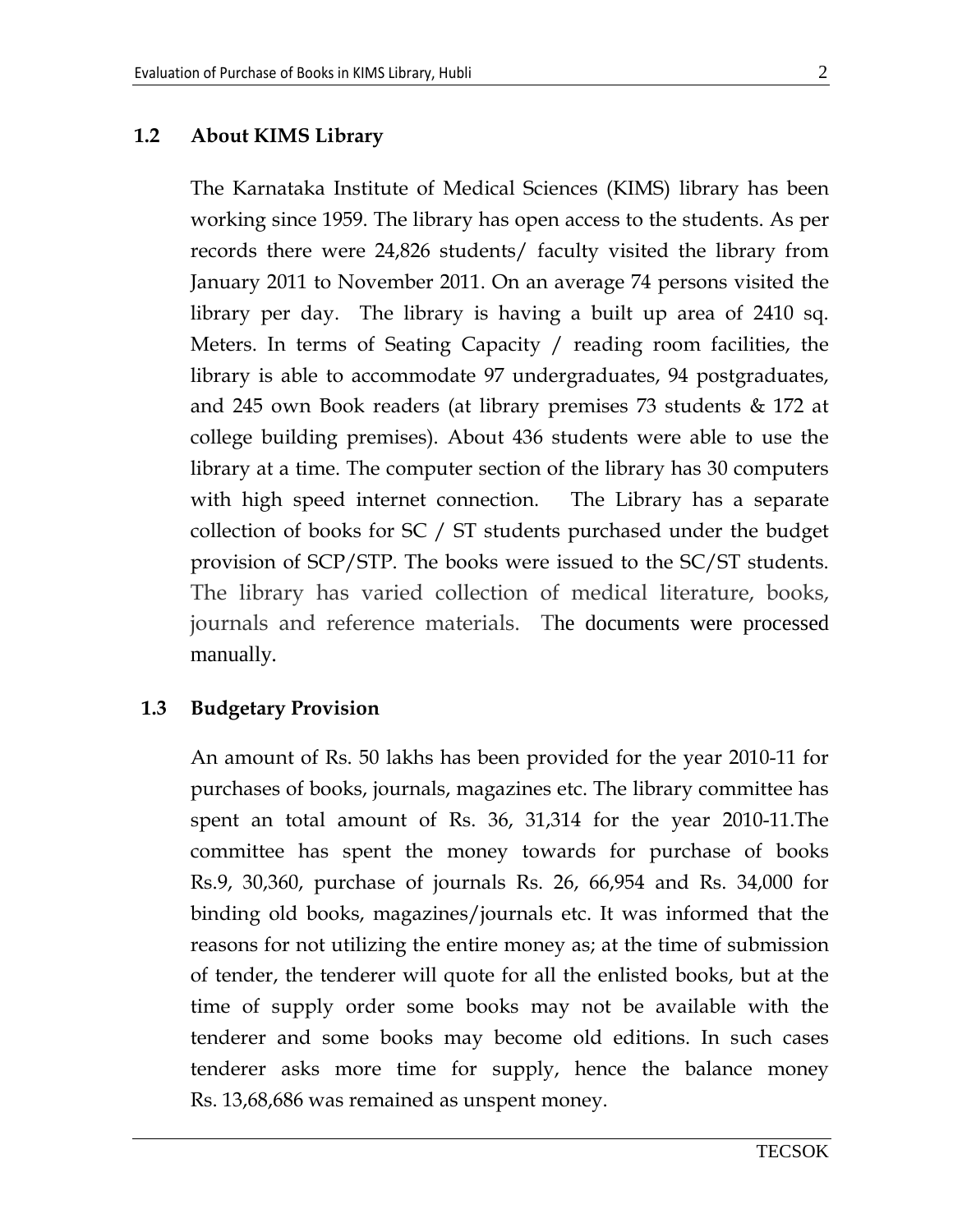## 1.2 About KIMS Library

The Karnataka Institute of Medical Sciences (KIMS) library has been working since 1959. The library has open access to the students. As per records there were 24,826 students/ faculty visited the library from January 2011 to November 2011. On an average 74 persons visited the library per day. The library is having a built up area of 2410 sq. Meters. In terms of Seating Capacity / reading room facilities, the library is able to accommodate 97 undergraduates, 94 postgraduates, and 245 own Book readers (at library premises 73 students & 172 at college building premises). About 436 students were able to use the library at a time. The computer section of the library has 30 computers with high speed internet connection. The Library has a separate collection of books for SC / ST students purchased under the budget provision of SCP/STP. The books were issued to the SC/ST students. The library has varied collection of medical literature, books, journals and reference materials. The documents were processed manually.

## 1.3 Budgetary Provision

An amount of Rs. 50 lakhs has been provided for the year 2010-11 for purchases of books, journals, magazines etc. The library committee has spent an total amount of Rs. 36, 31,314 for the year 2010-11.The committee has spent the money towards for purchase of books Rs.9, 30,360, purchase of journals Rs. 26, 66,954 and Rs. 34,000 for binding old books, magazines/journals etc. It was informed that the reasons for not utilizing the entire money as; at the time of submission of tender, the tenderer will quote for all the enlisted books, but at the time of supply order some books may not be available with the tenderer and some books may become old editions. In such cases tenderer asks more time for supply, hence the balance money Rs. 13,68,686 was remained as unspent money.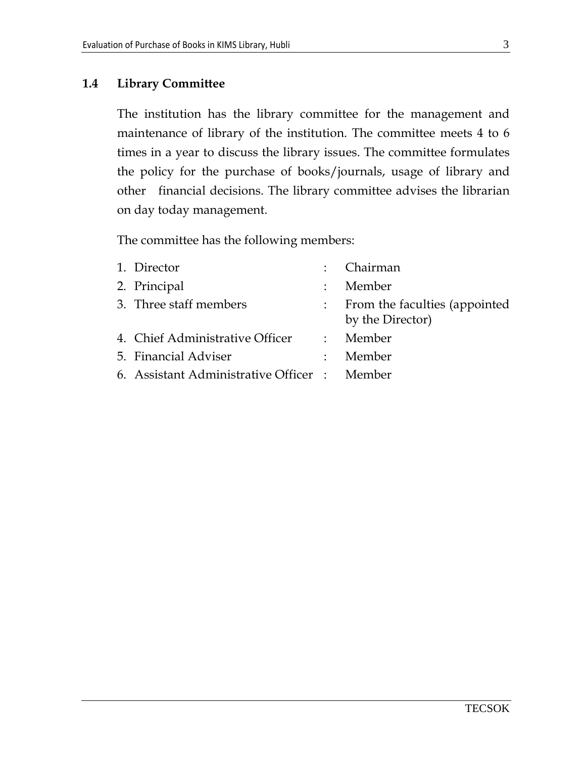## 1.4 Library Committee

The institution has the library committee for the management and maintenance of library of the institution. The committee meets 4 to 6 times in a year to discuss the library issues. The committee formulates the policy for the purchase of books/journals, usage of library and other financial decisions. The library committee advises the librarian on day today management.

The committee has the following members:

1. Director : Chairman
2. Principal : Member
3. Three staff members : From the faculties (appointed by the Director)
4. Chief Administrative Officer : Member
5. Financial Adviser : Member
6. Assistant Administrative Officer : Member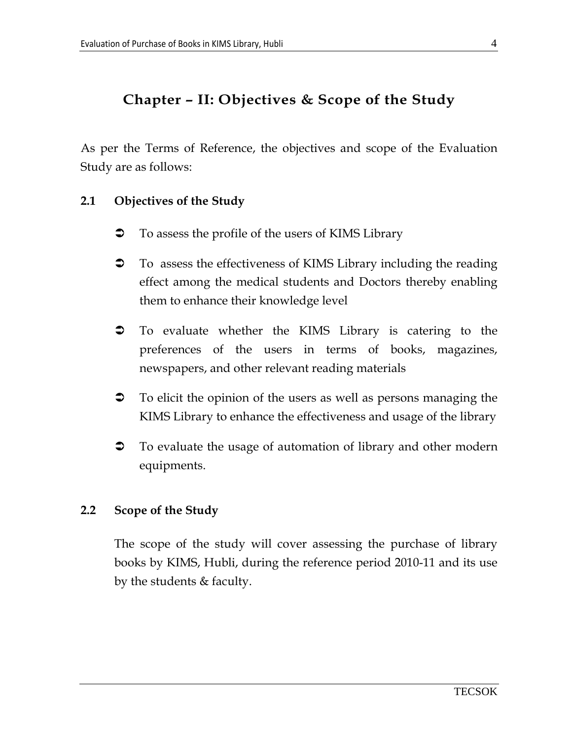# Chapter – II: Objectives & Scope of the Study

As per the Terms of Reference, the objectives and scope of the Evaluation Study are as follows:

## 2.1 Objectives of the Study

- To assess the profile of the users of KIMS Library
- To assess the effectiveness of KIMS Library including the reading effect among the medical students and Doctors thereby enabling them to enhance their knowledge level
- To evaluate whether the KIMS Library is catering to the preferences of the users in terms of books, magazines, newspapers, and other relevant reading materials
- To elicit the opinion of the users as well as persons managing the KIMS Library to enhance the effectiveness and usage of the library
- To evaluate the usage of automation of library and other modern equipments.

## 2.2 Scope of the Study

The scope of the study will cover assessing the purchase of library books by KIMS, Hubli, during the reference period 2010-11 and its use by the students & faculty.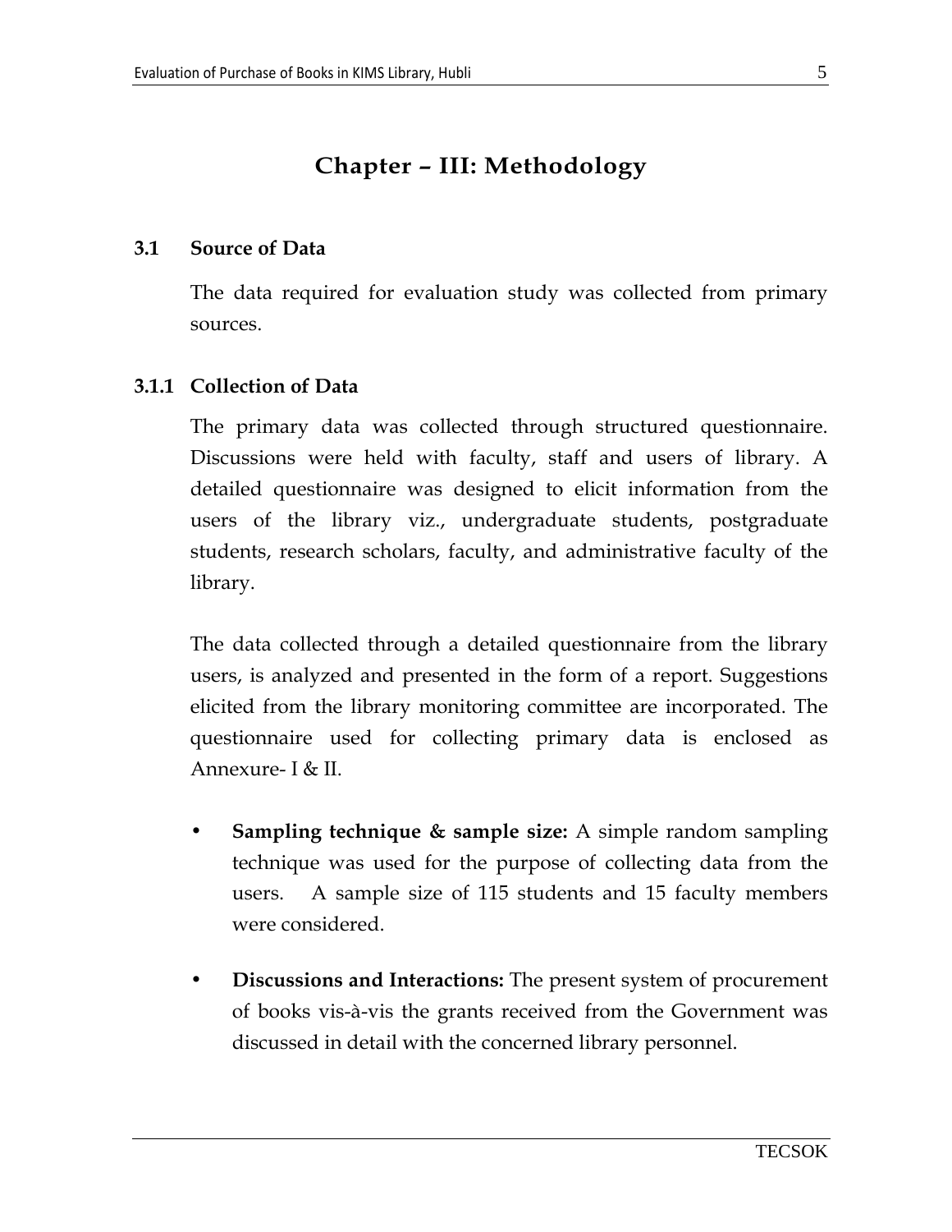# Chapter – III: Methodology

## 3.1 Source of Data

The data required for evaluation study was collected from primary sources.

### 3.1.1 Collection of Data

The primary data was collected through structured questionnaire. Discussions were held with faculty, staff and users of library. A detailed questionnaire was designed to elicit information from the users of the library viz., undergraduate students, postgraduate students, research scholars, faculty, and administrative faculty of the library.

The data collected through a detailed questionnaire from the library users, is analyzed and presented in the form of a report. Suggestions elicited from the library monitoring committee are incorporated. The questionnaire used for collecting primary data is enclosed as Annexure- I & II.

- **Sampling technique & sample size:** A simple random sampling technique was used for the purpose of collecting data from the users. A sample size of 115 students and 15 faculty members were considered.
- **Discussions and Interactions:** The present system of procurement of books vis-à-vis the grants received from the Government was discussed in detail with the concerned library personnel.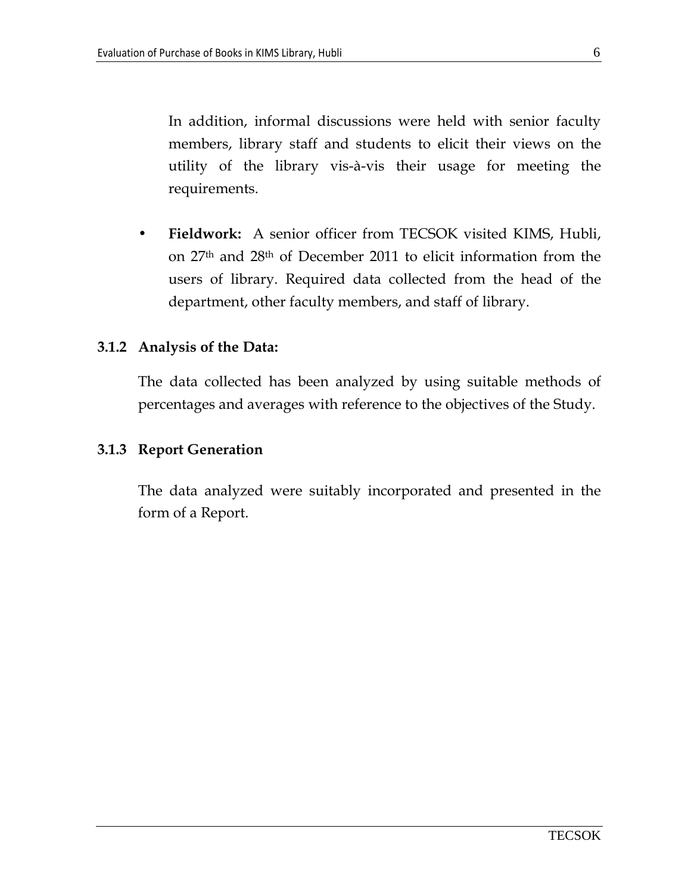In addition, informal discussions were held with senior faculty members, library staff and students to elicit their views on the utility of the library vis-à-vis their usage for meeting the requirements.

- **Fieldwork:** A senior officer from TECSOK visited KIMS, Hubli, on 27th and 28th of December 2011 to elicit information from the users of library. Required data collected from the head of the department, other faculty members, and staff of library.

### 3.1.2 Analysis of the Data:

The data collected has been analyzed by using suitable methods of percentages and averages with reference to the objectives of the Study.

### 3.1.3 Report Generation

The data analyzed were suitably incorporated and presented in the form of a Report.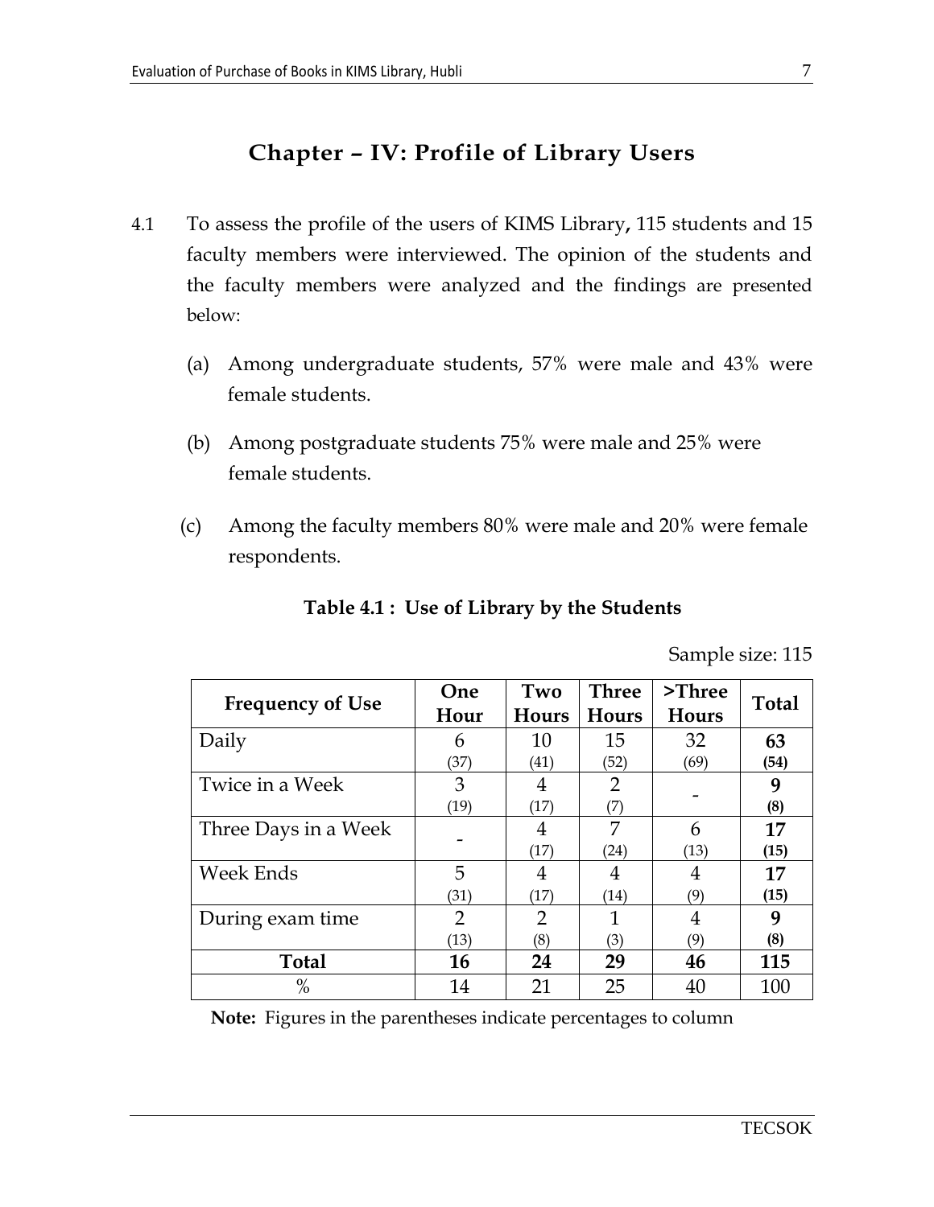# Chapter – IV: Profile of Library Users

4.1 To assess the profile of the users of KIMS Library**,** 115 students and 15 faculty members were interviewed. The opinion of the students and the faculty members were analyzed and the findings are presented below:

(a) Among undergraduate students, 57% were male and 43% were female students.

(b) Among postgraduate students 75% were male and 25% were female students.

(c) Among the faculty members 80% were male and 20% were female respondents.

**Table 4.1 : Use of Library by the Students**

Sample size: 115

| Frequency of Use | One Hour | Two Hours | Three Hours | >Three Hours | Total |
|---|---|---|---|---|---|
| Daily | 6 (37) | 10 (41) | 15 (52) | 32 (69) | **63 (54)** |
| Twice in a Week | 3 (19) | 4 (17) | 2 (7) | - | **9 (8)** |
| Three Days in a Week | - | 4 (17) | 7 (24) | 6 (13) | **17 (15)** |
| Week Ends | 5 (31) | 4 (17) | 4 (14) | 4 (9) | **17 (15)** |
| During exam time | 2 (13) | 2 (8) | 1 (3) | 4 (9) | **9 (8)** |
| **Total** | **16** | **24** | **29** | **46** | **115** |
| % | 14 | 21 | 25 | 40 | 100 |

**Note:** Figures in the parentheses indicate percentages to column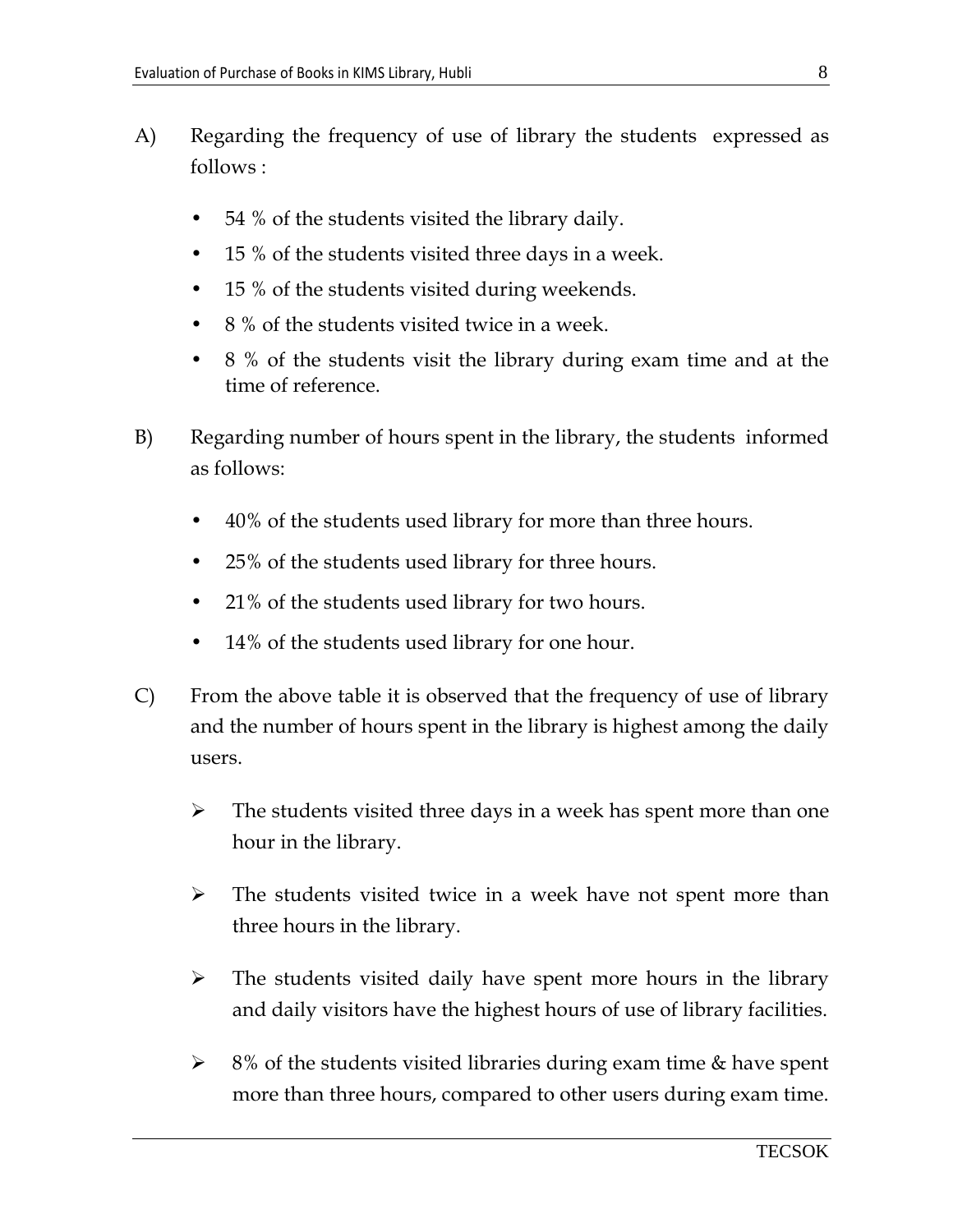A) Regarding the frequency of use of library the students expressed as follows :

- 54 % of the students visited the library daily.
- 15 % of the students visited three days in a week.
- 15 % of the students visited during weekends.
- 8 % of the students visited twice in a week.
- 8 % of the students visit the library during exam time and at the time of reference.

B) Regarding number of hours spent in the library, the students informed as follows:

- 40% of the students used library for more than three hours.
- 25% of the students used library for three hours.
- 21% of the students used library for two hours.
- 14% of the students used library for one hour.

C) From the above table it is observed that the frequency of use of library and the number of hours spent in the library is highest among the daily users.

- ➢ The students visited three days in a week has spent more than one hour in the library.
- ➢ The students visited twice in a week have not spent more than three hours in the library.
- ➢ The students visited daily have spent more hours in the library and daily visitors have the highest hours of use of library facilities.
- ➢ 8% of the students visited libraries during exam time & have spent more than three hours, compared to other users during exam time.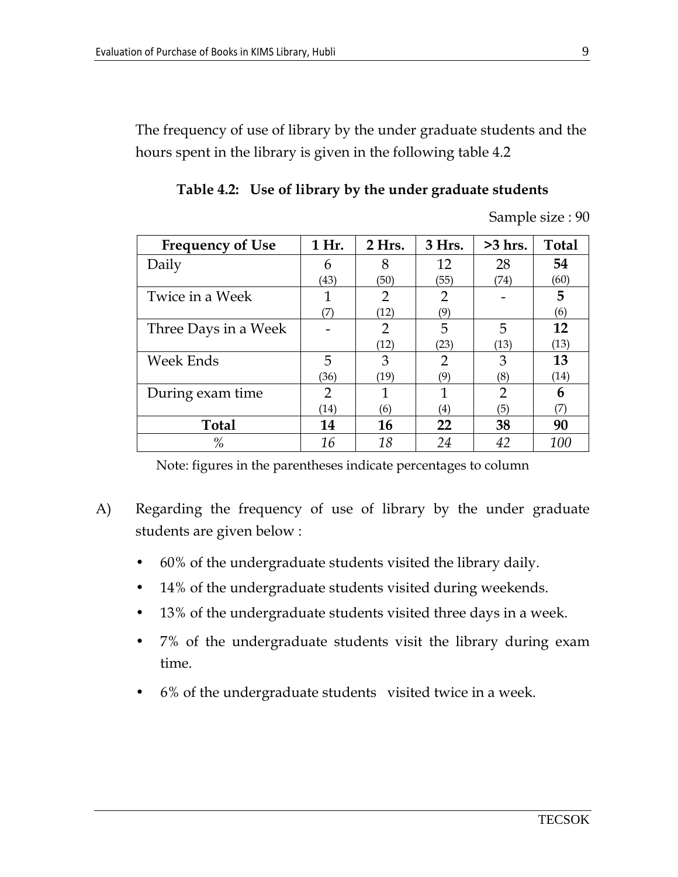The frequency of use of library by the under graduate students and the hours spent in the library is given in the following table 4.2

**Table 4.2: Use of library by the under graduate students**

Sample size : 90

| Frequency of Use | 1 Hr. | 2 Hrs. | 3 Hrs. | >3 hrs. | Total |
|---|---|---|---|---|---|
| Daily | 6 (43) | 8 (50) | 12 (55) | 28 (74) | **54** (60) |
| Twice in a Week | 1 (7) | 2 (12) | 2 (9) | - | **5** (6) |
| Three Days in a Week | - | 2 (12) | 5 (23) | 5 (13) | **12** (13) |
| Week Ends | 5 (36) | 3 (19) | 2 (9) | 3 (8) | **13** (14) |
| During exam time | 2 (14) | 1 (6) | 1 (4) | 2 (5) | **6** (7) |
| **Total** | **14** | **16** | **22** | **38** | **90** |
| *%* | *16* | *18* | *24* | *42* | *100* |

Note: figures in the parentheses indicate percentages to column

A) Regarding the frequency of use of library by the under graduate students are given below :

- 60% of the undergraduate students visited the library daily.
- 14% of the undergraduate students visited during weekends.
- 13% of the undergraduate students visited three days in a week.
- 7% of the undergraduate students visit the library during exam time.
- 6% of the undergraduate students visited twice in a week.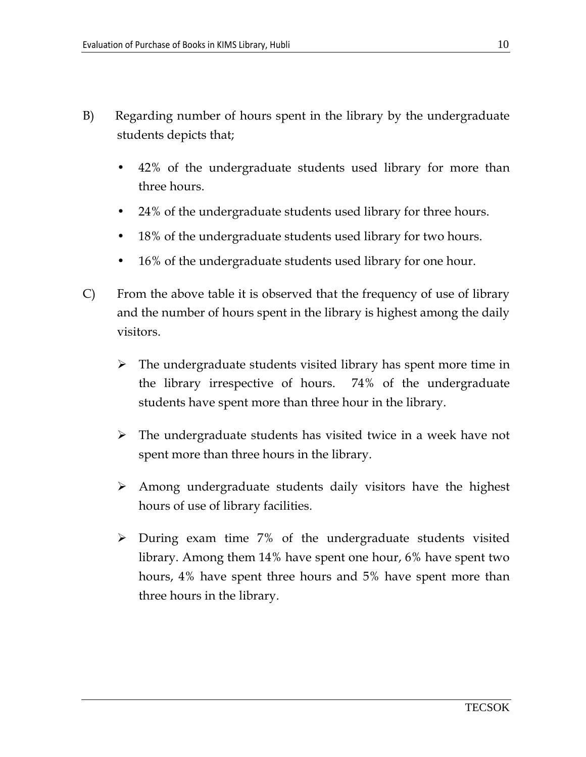B) Regarding number of hours spent in the library by the undergraduate students depicts that;

- 42% of the undergraduate students used library for more than three hours.
- 24% of the undergraduate students used library for three hours.
- 18% of the undergraduate students used library for two hours.
- 16% of the undergraduate students used library for one hour.

C) From the above table it is observed that the frequency of use of library and the number of hours spent in the library is highest among the daily visitors.

- The undergraduate students visited library has spent more time in the library irrespective of hours. 74% of the undergraduate students have spent more than three hour in the library.
- The undergraduate students has visited twice in a week have not spent more than three hours in the library.
- Among undergraduate students daily visitors have the highest hours of use of library facilities.
- During exam time 7% of the undergraduate students visited library. Among them 14% have spent one hour, 6% have spent two hours, 4% have spent three hours and 5% have spent more than three hours in the library.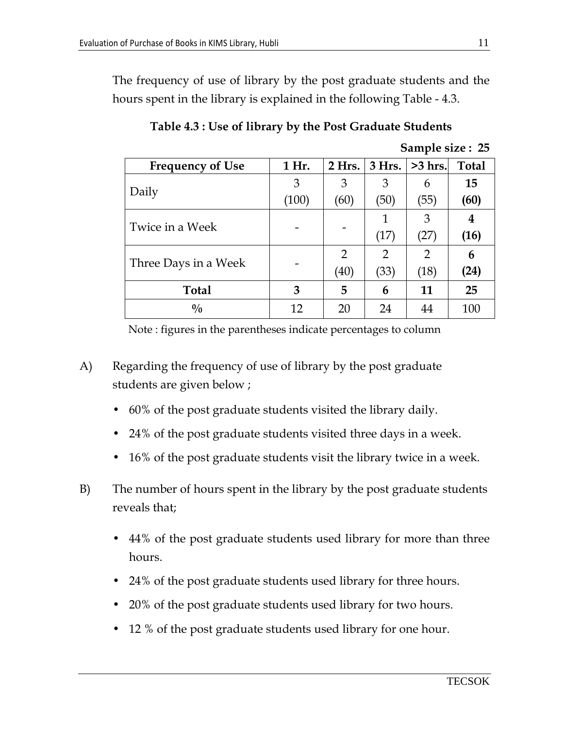The frequency of use of library by the post graduate students and the hours spent in the library is explained in the following Table - 4.3.

**Table 4.3 : Use of library by the Post Graduate Students**

**Sample size : 25**

| Frequency of Use | 1 Hr. | 2 Hrs. | 3 Hrs. | >3 hrs. | Total |
|---|---|---|---|---|---|
| Daily | 3 (100) | 3 (60) | 3 (50) | 6 (55) | **15 (60)** |
| Twice in a Week | - | - | 1 (17) | 3 (27) | **4 (16)** |
| Three Days in a Week | - | 2 (40) | 2 (33) | 2 (18) | **6 (24)** |
| **Total** | **3** | **5** | **6** | **11** | **25** |
| % | 12 | 20 | 24 | 44 | 100 |

Note : figures in the parentheses indicate percentages to column

A) Regarding the frequency of use of library by the post graduate students are given below ;

- 60% of the post graduate students visited the library daily.
- 24% of the post graduate students visited three days in a week.
- 16% of the post graduate students visit the library twice in a week.

B) The number of hours spent in the library by the post graduate students reveals that;

- 44% of the post graduate students used library for more than three hours.
- 24% of the post graduate students used library for three hours.
- 20% of the post graduate students used library for two hours.
- 12 % of the post graduate students used library for one hour.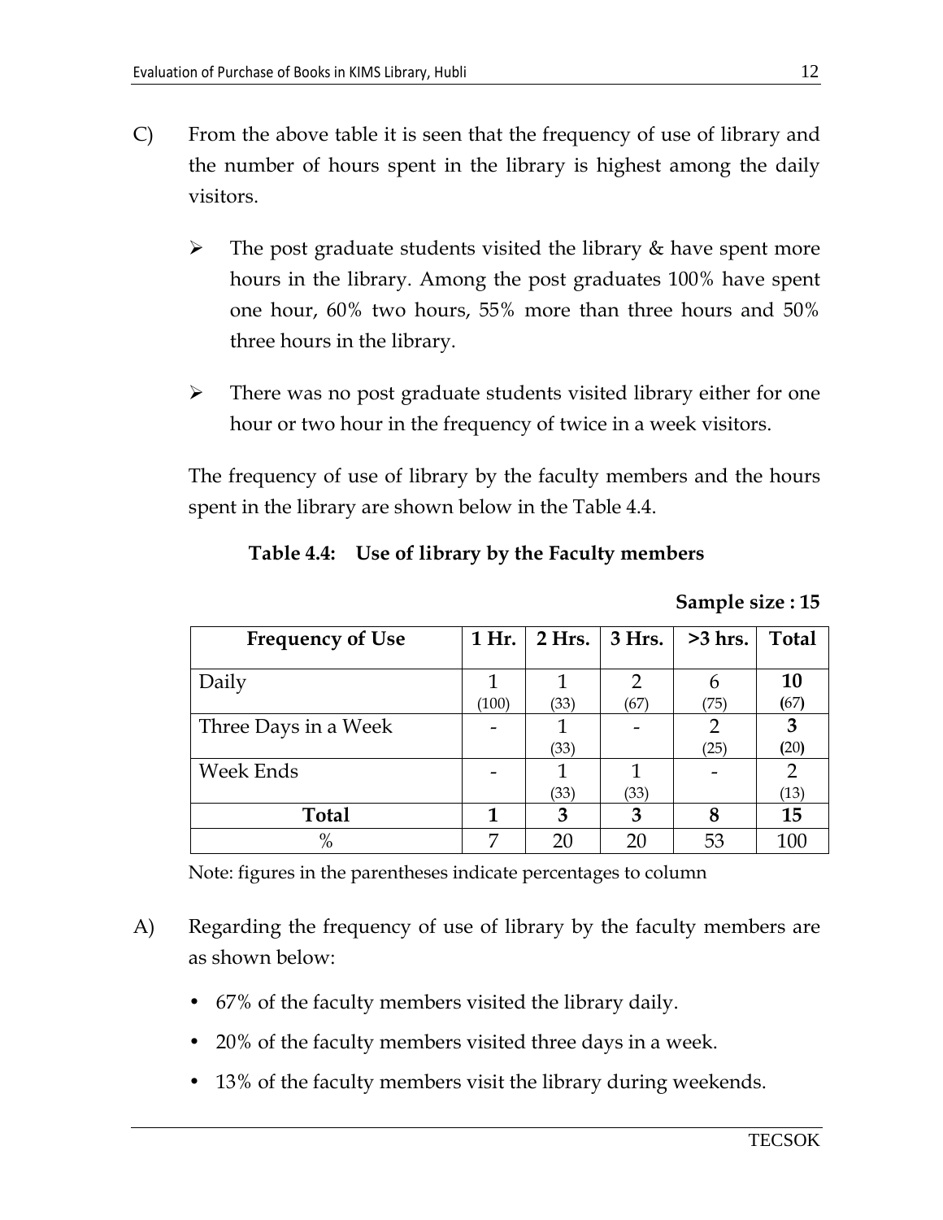C) From the above table it is seen that the frequency of use of library and the number of hours spent in the library is highest among the daily visitors.

   - The post graduate students visited the library & have spent more hours in the library. Among the post graduates 100% have spent one hour, 60% two hours, 55% more than three hours and 50% three hours in the library.

   - There was no post graduate students visited library either for one hour or two hour in the frequency of twice in a week visitors.

The frequency of use of library by the faculty members and the hours spent in the library are shown below in the Table 4.4.

**Table 4.4: Use of library by the Faculty members**

**Sample size : 15**

| Frequency of Use | 1 Hr. | 2 Hrs. | 3 Hrs. | >3 hrs. | Total |
|---|---|---|---|---|---|
| Daily | 1 (100) | 1 (33) | 2 (67) | 6 (75) | **10** (67) |
| Three Days in a Week | - | 1 (33) | - | 2 (25) | **3** (20) |
| Week Ends | - | 1 (33) | 1 (33) | - | 2 (13) |
| **Total** | **1** | **3** | **3** | **8** | **15** |
| % | 7 | 20 | 20 | 53 | 100 |

Note: figures in the parentheses indicate percentages to column

A) Regarding the frequency of use of library by the faculty members are as shown below:

   - 67% of the faculty members visited the library daily.
   - 20% of the faculty members visited three days in a week.
   - 13% of the faculty members visit the library during weekends.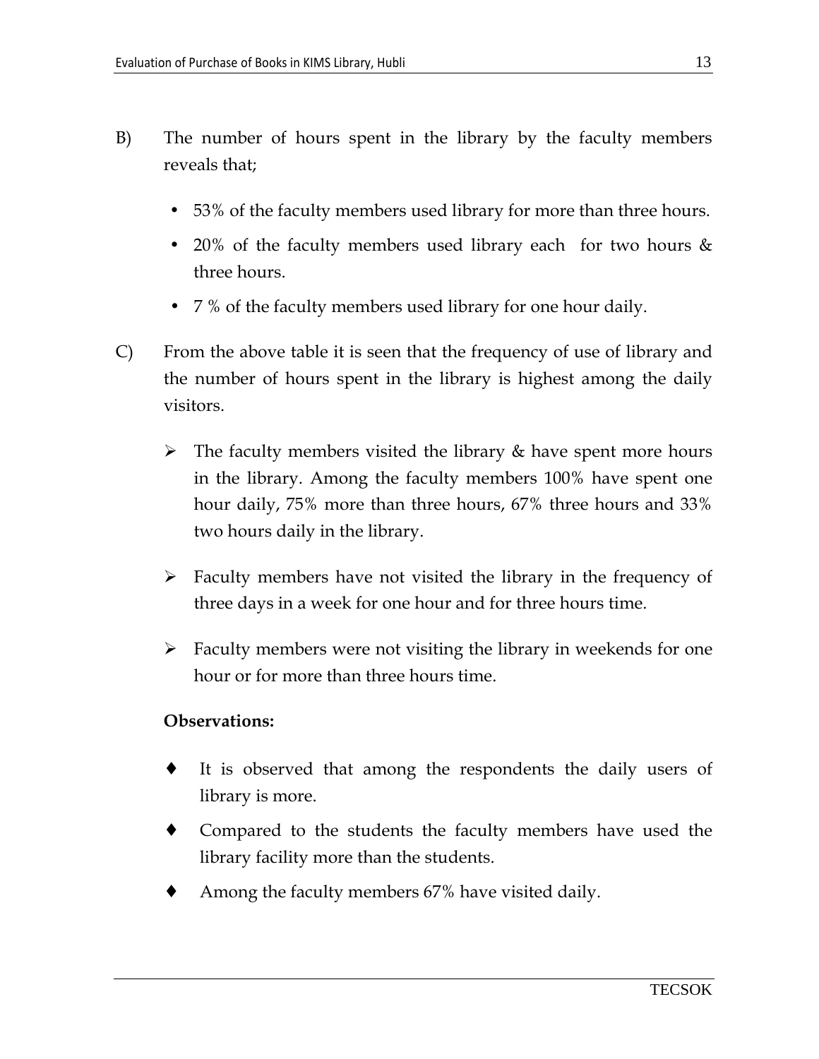B) The number of hours spent in the library by the faculty members reveals that;

- 53% of the faculty members used library for more than three hours.
- 20% of the faculty members used library each for two hours & three hours.
- 7 % of the faculty members used library for one hour daily.

C) From the above table it is seen that the frequency of use of library and the number of hours spent in the library is highest among the daily visitors.

- The faculty members visited the library & have spent more hours in the library. Among the faculty members 100% have spent one hour daily, 75% more than three hours, 67% three hours and 33% two hours daily in the library.
- Faculty members have not visited the library in the frequency of three days in a week for one hour and for three hours time.
- Faculty members were not visiting the library in weekends for one hour or for more than three hours time.

**Observations:**

- It is observed that among the respondents the daily users of library is more.
- Compared to the students the faculty members have used the library facility more than the students.
- Among the faculty members 67% have visited daily.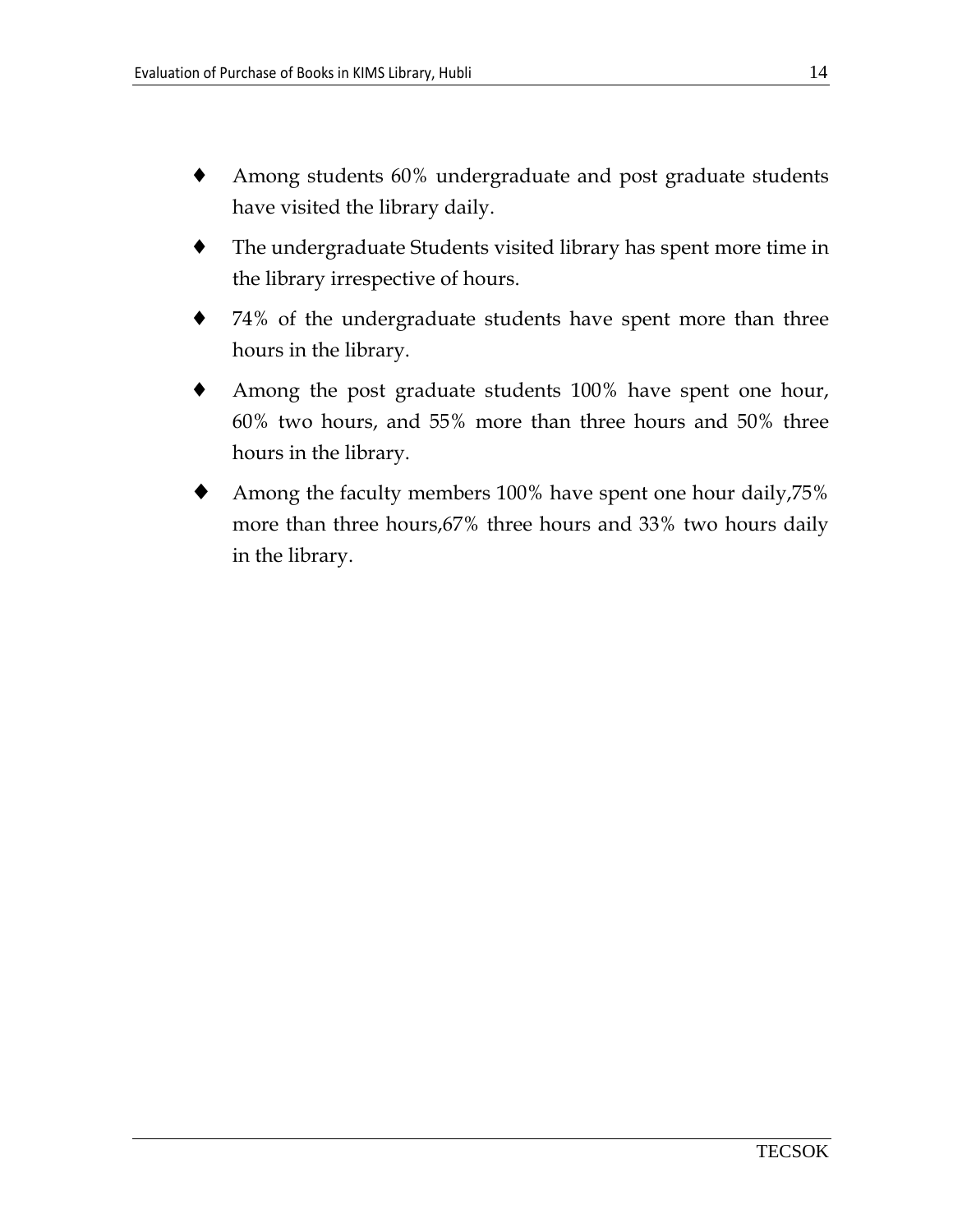- Among students 60% undergraduate and post graduate students have visited the library daily.
- The undergraduate Students visited library has spent more time in the library irrespective of hours.
- 74% of the undergraduate students have spent more than three hours in the library.
- Among the post graduate students 100% have spent one hour, 60% two hours, and 55% more than three hours and 50% three hours in the library.
- Among the faculty members 100% have spent one hour daily,75% more than three hours,67% three hours and 33% two hours daily in the library.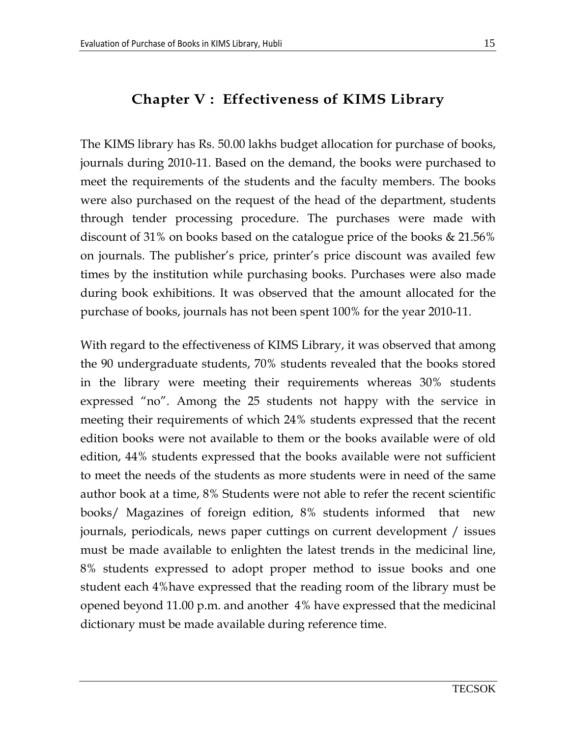## Chapter V : Effectiveness of KIMS Library

The KIMS library has Rs. 50.00 lakhs budget allocation for purchase of books, journals during 2010-11. Based on the demand, the books were purchased to meet the requirements of the students and the faculty members. The books were also purchased on the request of the head of the department, students through tender processing procedure. The purchases were made with discount of 31% on books based on the catalogue price of the books & 21.56% on journals. The publisher's price, printer's price discount was availed few times by the institution while purchasing books. Purchases were also made during book exhibitions. It was observed that the amount allocated for the purchase of books, journals has not been spent 100% for the year 2010-11.

With regard to the effectiveness of KIMS Library, it was observed that among the 90 undergraduate students, 70% students revealed that the books stored in the library were meeting their requirements whereas 30% students expressed "no". Among the 25 students not happy with the service in meeting their requirements of which 24% students expressed that the recent edition books were not available to them or the books available were of old edition, 44% students expressed that the books available were not sufficient to meet the needs of the students as more students were in need of the same author book at a time, 8% Students were not able to refer the recent scientific books/ Magazines of foreign edition, 8% students informed that new journals, periodicals, news paper cuttings on current development / issues must be made available to enlighten the latest trends in the medicinal line, 8% students expressed to adopt proper method to issue books and one student each 4%have expressed that the reading room of the library must be opened beyond 11.00 p.m. and another 4% have expressed that the medicinal dictionary must be made available during reference time.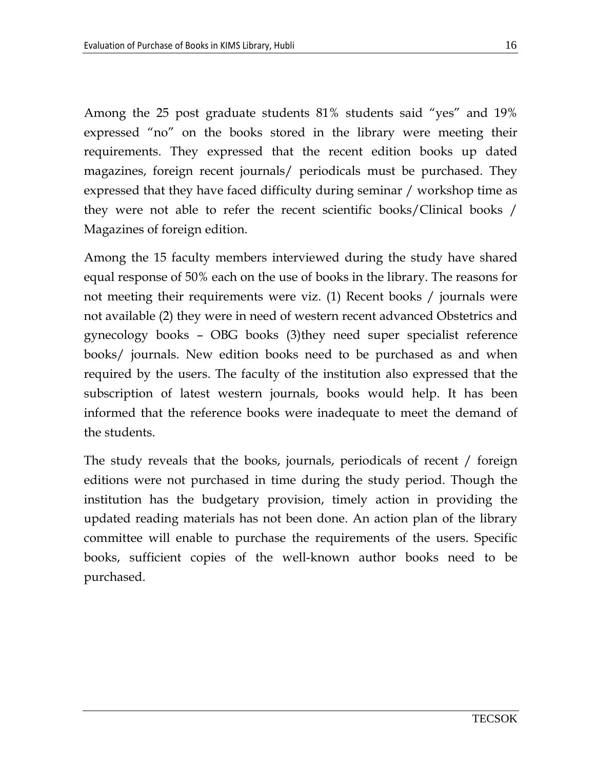Among the 25 post graduate students 81% students said "yes" and 19% expressed "no" on the books stored in the library were meeting their requirements. They expressed that the recent edition books up dated magazines, foreign recent journals/ periodicals must be purchased. They expressed that they have faced difficulty during seminar / workshop time as they were not able to refer the recent scientific books/Clinical books / Magazines of foreign edition.

Among the 15 faculty members interviewed during the study have shared equal response of 50% each on the use of books in the library. The reasons for not meeting their requirements were viz. (1) Recent books / journals were not available (2) they were in need of western recent advanced Obstetrics and gynecology books – OBG books (3)they need super specialist reference books/ journals. New edition books need to be purchased as and when required by the users. The faculty of the institution also expressed that the subscription of latest western journals, books would help. It has been informed that the reference books were inadequate to meet the demand of the students.

The study reveals that the books, journals, periodicals of recent / foreign editions were not purchased in time during the study period. Though the institution has the budgetary provision, timely action in providing the updated reading materials has not been done. An action plan of the library committee will enable to purchase the requirements of the users. Specific books, sufficient copies of the well-known author books need to be purchased.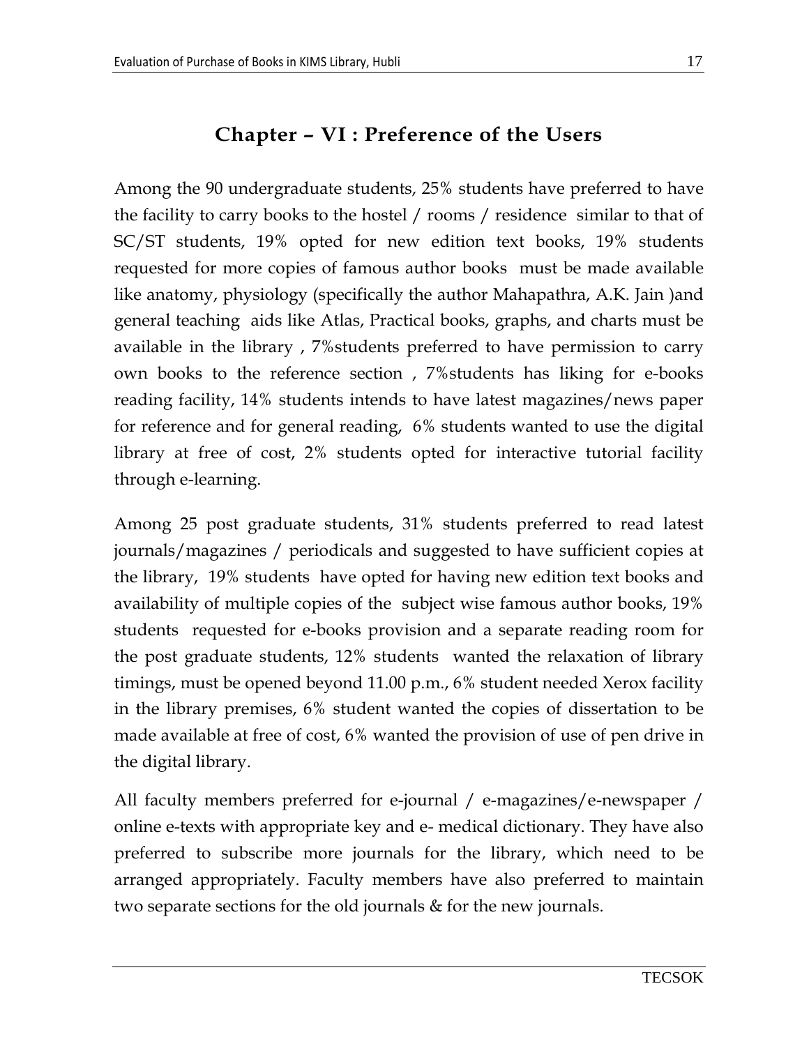## Chapter – VI : Preference of the Users

Among the 90 undergraduate students, 25% students have preferred to have the facility to carry books to the hostel / rooms / residence similar to that of SC/ST students, 19% opted for new edition text books, 19% students requested for more copies of famous author books must be made available like anatomy, physiology (specifically the author Mahapathra, A.K. Jain )and general teaching aids like Atlas, Practical books, graphs, and charts must be available in the library , 7%students preferred to have permission to carry own books to the reference section , 7%students has liking for e-books reading facility, 14% students intends to have latest magazines/news paper for reference and for general reading, 6% students wanted to use the digital library at free of cost, 2% students opted for interactive tutorial facility through e-learning.

Among 25 post graduate students, 31% students preferred to read latest journals/magazines / periodicals and suggested to have sufficient copies at the library, 19% students have opted for having new edition text books and availability of multiple copies of the subject wise famous author books, 19% students requested for e-books provision and a separate reading room for the post graduate students, 12% students wanted the relaxation of library timings, must be opened beyond 11.00 p.m., 6% student needed Xerox facility in the library premises, 6% student wanted the copies of dissertation to be made available at free of cost, 6% wanted the provision of use of pen drive in the digital library.

All faculty members preferred for e-journal / e-magazines/e-newspaper / online e-texts with appropriate key and e- medical dictionary. They have also preferred to subscribe more journals for the library, which need to be arranged appropriately. Faculty members have also preferred to maintain two separate sections for the old journals & for the new journals.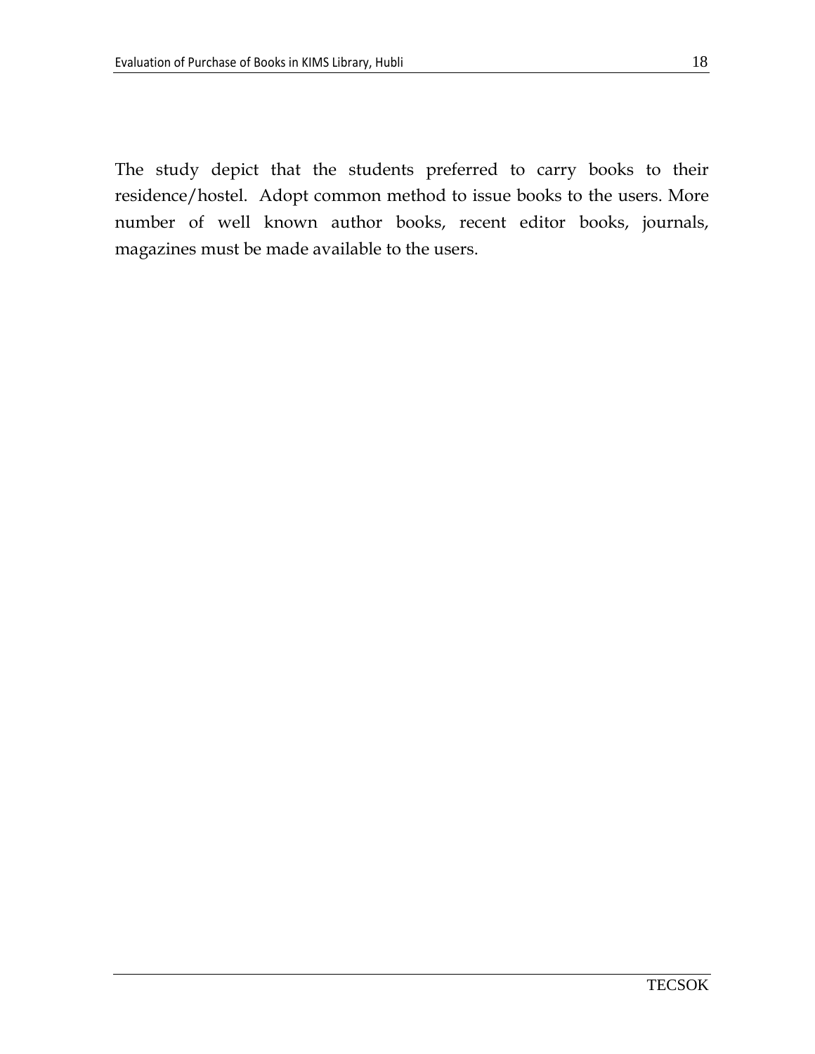The study depict that the students preferred to carry books to their residence/hostel.  Adopt common method to issue books to the users. More number of well known author books, recent editor books, journals, magazines must be made available to the users.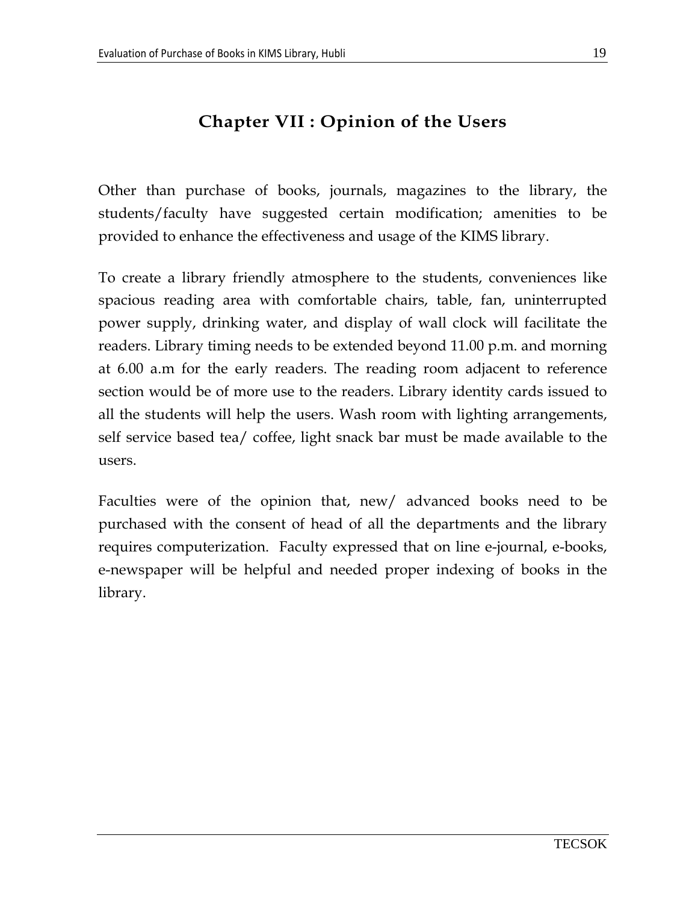# Chapter VII : Opinion of the Users

Other than purchase of books, journals, magazines to the library, the students/faculty have suggested certain modification; amenities to be provided to enhance the effectiveness and usage of the KIMS library.

To create a library friendly atmosphere to the students, conveniences like spacious reading area with comfortable chairs, table, fan, uninterrupted power supply, drinking water, and display of wall clock will facilitate the readers. Library timing needs to be extended beyond 11.00 p.m. and morning at 6.00 a.m for the early readers. The reading room adjacent to reference section would be of more use to the readers. Library identity cards issued to all the students will help the users. Wash room with lighting arrangements, self service based tea/ coffee, light snack bar must be made available to the users.

Faculties were of the opinion that, new/ advanced books need to be purchased with the consent of head of all the departments and the library requires computerization. Faculty expressed that on line e-journal, e-books, e-newspaper will be helpful and needed proper indexing of books in the library.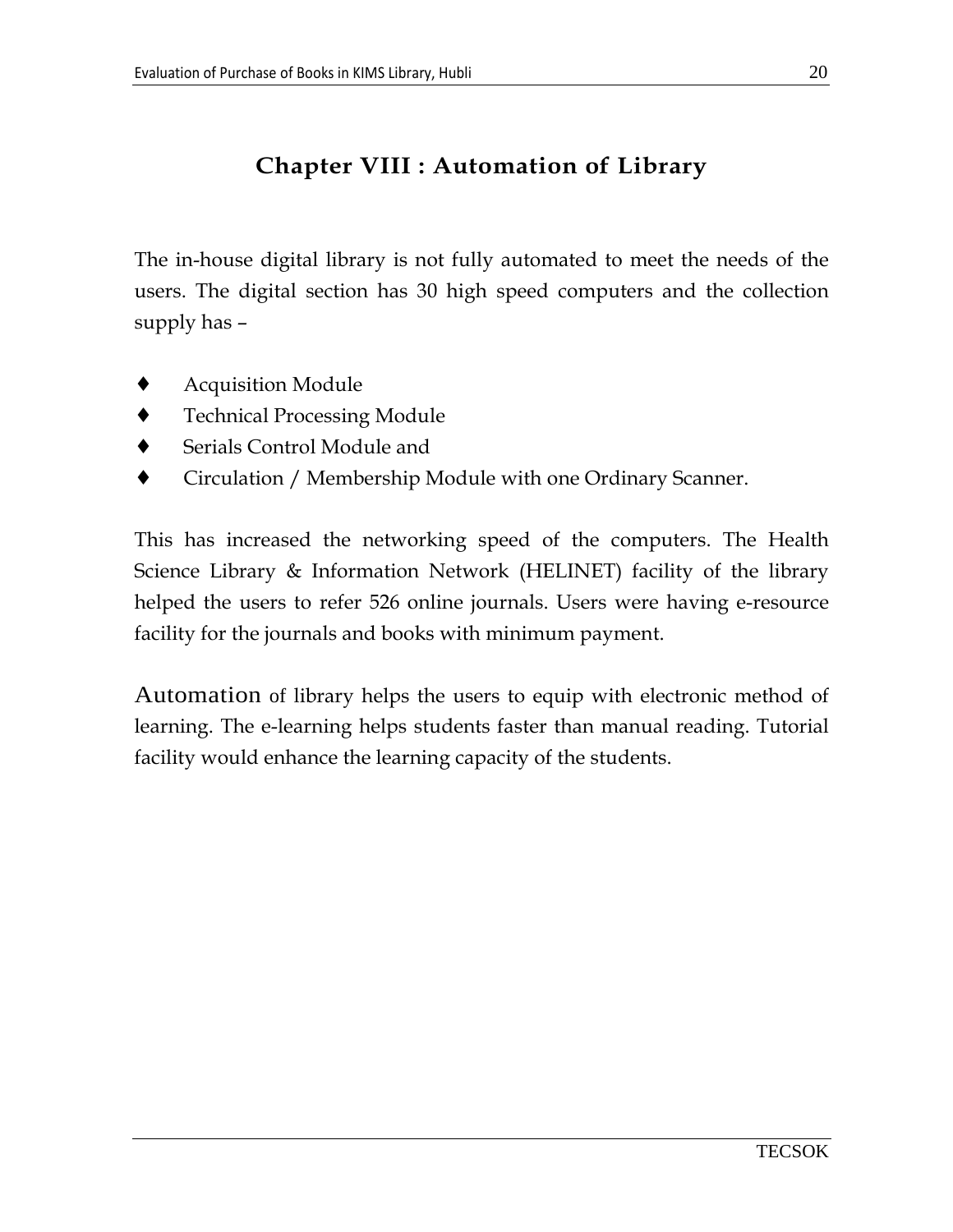# Chapter VIII : Automation of Library

The in-house digital library is not fully automated to meet the needs of the users. The digital section has 30 high speed computers and the collection supply has –

- Acquisition Module
- Technical Processing Module
- Serials Control Module and
- Circulation / Membership Module with one Ordinary Scanner.

This has increased the networking speed of the computers. The Health Science Library & Information Network (HELINET) facility of the library helped the users to refer 526 online journals. Users were having e-resource facility for the journals and books with minimum payment.

Automation of library helps the users to equip with electronic method of learning. The e-learning helps students faster than manual reading. Tutorial facility would enhance the learning capacity of the students.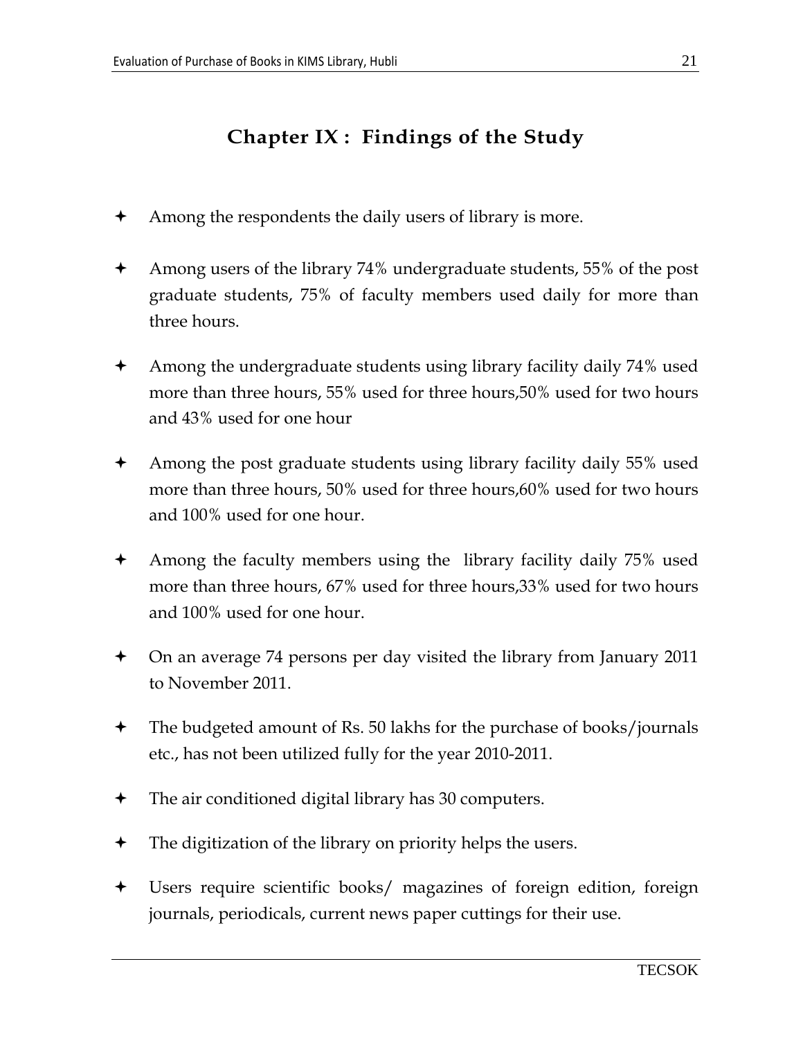# Chapter IX : Findings of the Study

- Among the respondents the daily users of library is more.
- Among users of the library 74% undergraduate students, 55% of the post graduate students, 75% of faculty members used daily for more than three hours.
- Among the undergraduate students using library facility daily 74% used more than three hours, 55% used for three hours,50% used for two hours and 43% used for one hour
- Among the post graduate students using library facility daily 55% used more than three hours, 50% used for three hours,60% used for two hours and 100% used for one hour.
- Among the faculty members using the library facility daily 75% used more than three hours, 67% used for three hours,33% used for two hours and 100% used for one hour.
- On an average 74 persons per day visited the library from January 2011 to November 2011.
- The budgeted amount of Rs. 50 lakhs for the purchase of books/journals etc., has not been utilized fully for the year 2010-2011.
- The air conditioned digital library has 30 computers.
- The digitization of the library on priority helps the users.
- Users require scientific books/ magazines of foreign edition, foreign journals, periodicals, current news paper cuttings for their use.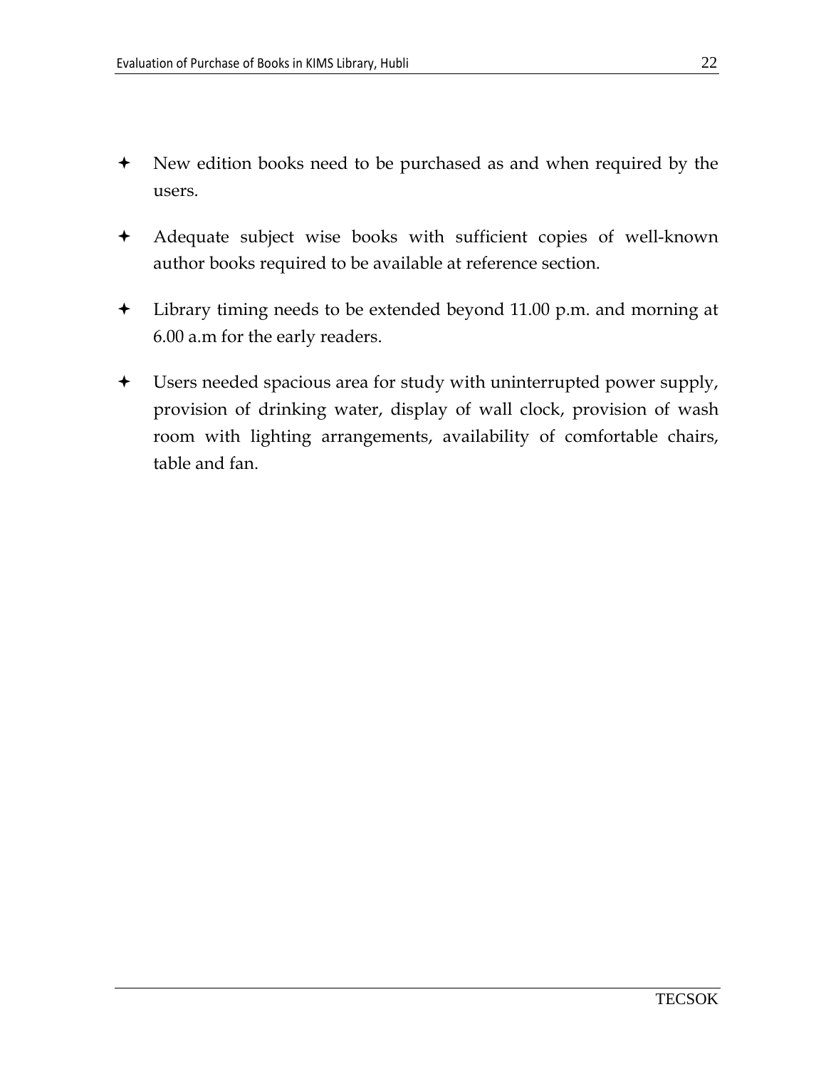- New edition books need to be purchased as and when required by the users.

- Adequate subject wise books with sufficient copies of well-known author books required to be available at reference section.

- Library timing needs to be extended beyond 11.00 p.m. and morning at 6.00 a.m for the early readers.

- Users needed spacious area for study with uninterrupted power supply, provision of drinking water, display of wall clock, provision of wash room with lighting arrangements, availability of comfortable chairs, table and fan.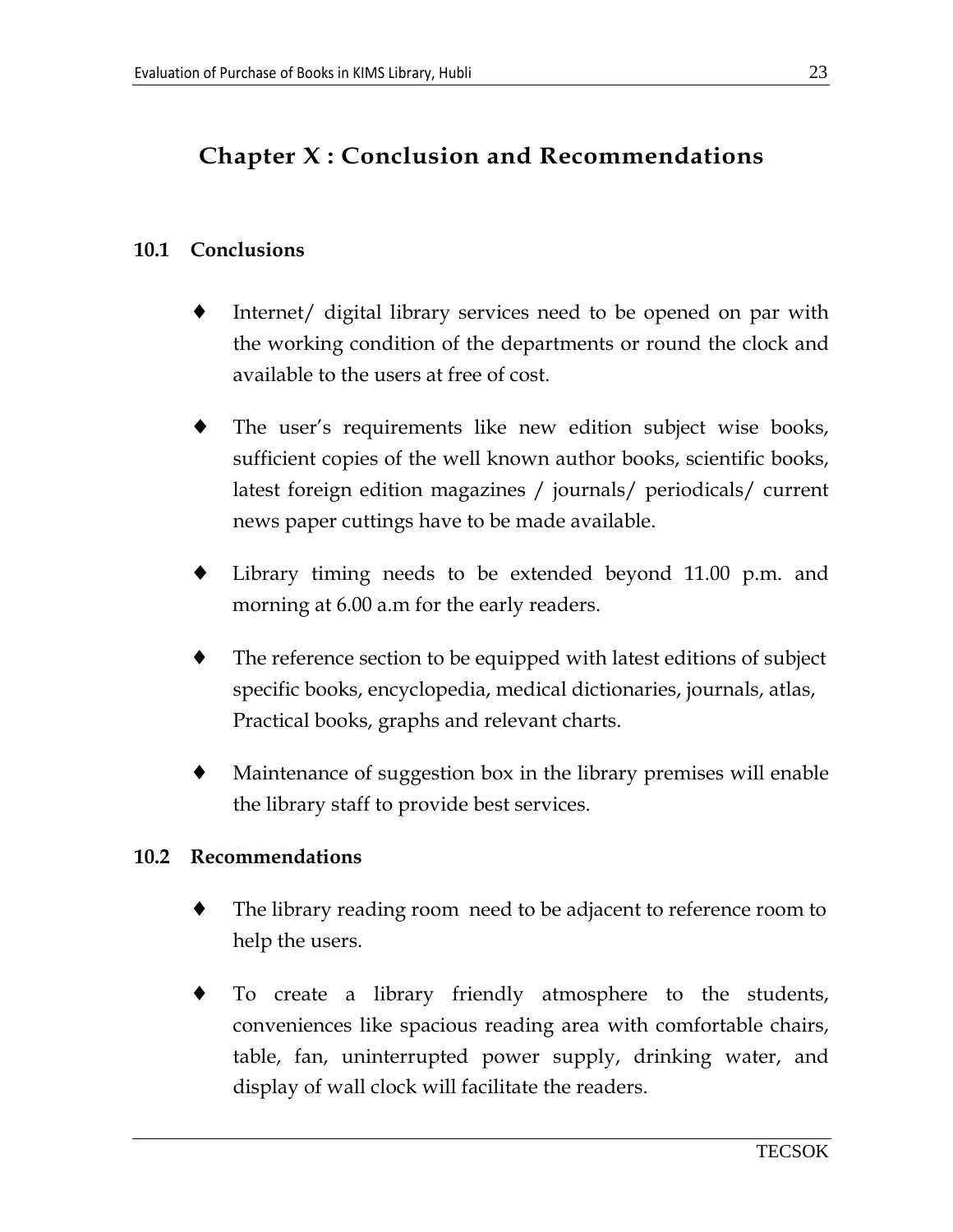# Chapter X : Conclusion and Recommendations

## 10.1 Conclusions

- Internet/ digital library services need to be opened on par with the working condition of the departments or round the clock and available to the users at free of cost.
- The user's requirements like new edition subject wise books, sufficient copies of the well known author books, scientific books, latest foreign edition magazines / journals/ periodicals/ current news paper cuttings have to be made available.
- Library timing needs to be extended beyond 11.00 p.m. and morning at 6.00 a.m for the early readers.
- The reference section to be equipped with latest editions of subject specific books, encyclopedia, medical dictionaries, journals, atlas, Practical books, graphs and relevant charts.
- Maintenance of suggestion box in the library premises will enable the library staff to provide best services.

## 10.2 Recommendations

- The library reading room need to be adjacent to reference room to help the users.
- To create a library friendly atmosphere to the students, conveniences like spacious reading area with comfortable chairs, table, fan, uninterrupted power supply, drinking water, and display of wall clock will facilitate the readers.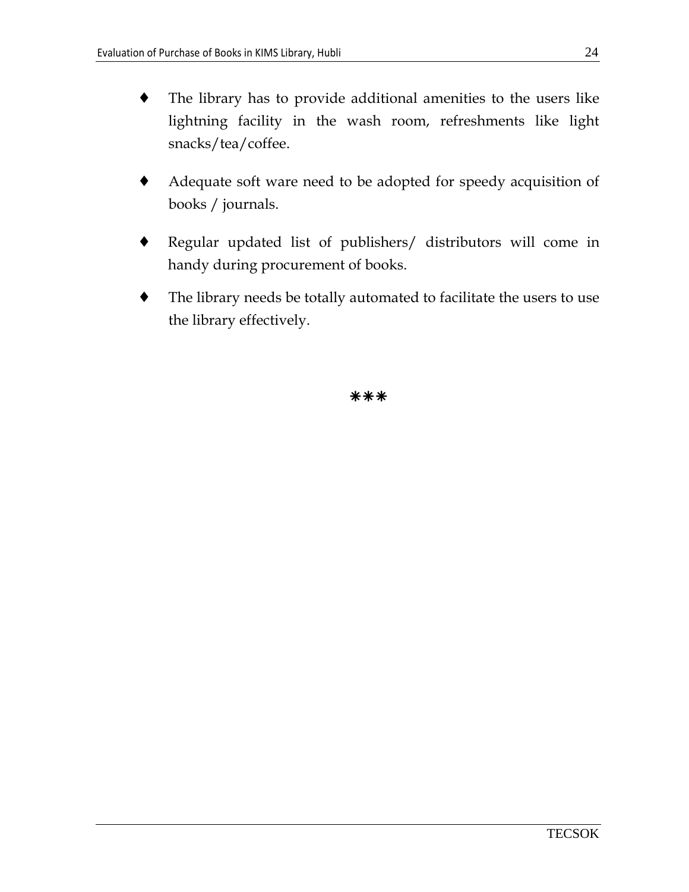- The library has to provide additional amenities to the users like lightning facility in the wash room, refreshments like light snacks/tea/coffee.

- Adequate soft ware need to be adopted for speedy acquisition of books / journals.

- Regular updated list of publishers/ distributors will come in handy during procurement of books.

- The library needs be totally automated to facilitate the users to use the library effectively.

***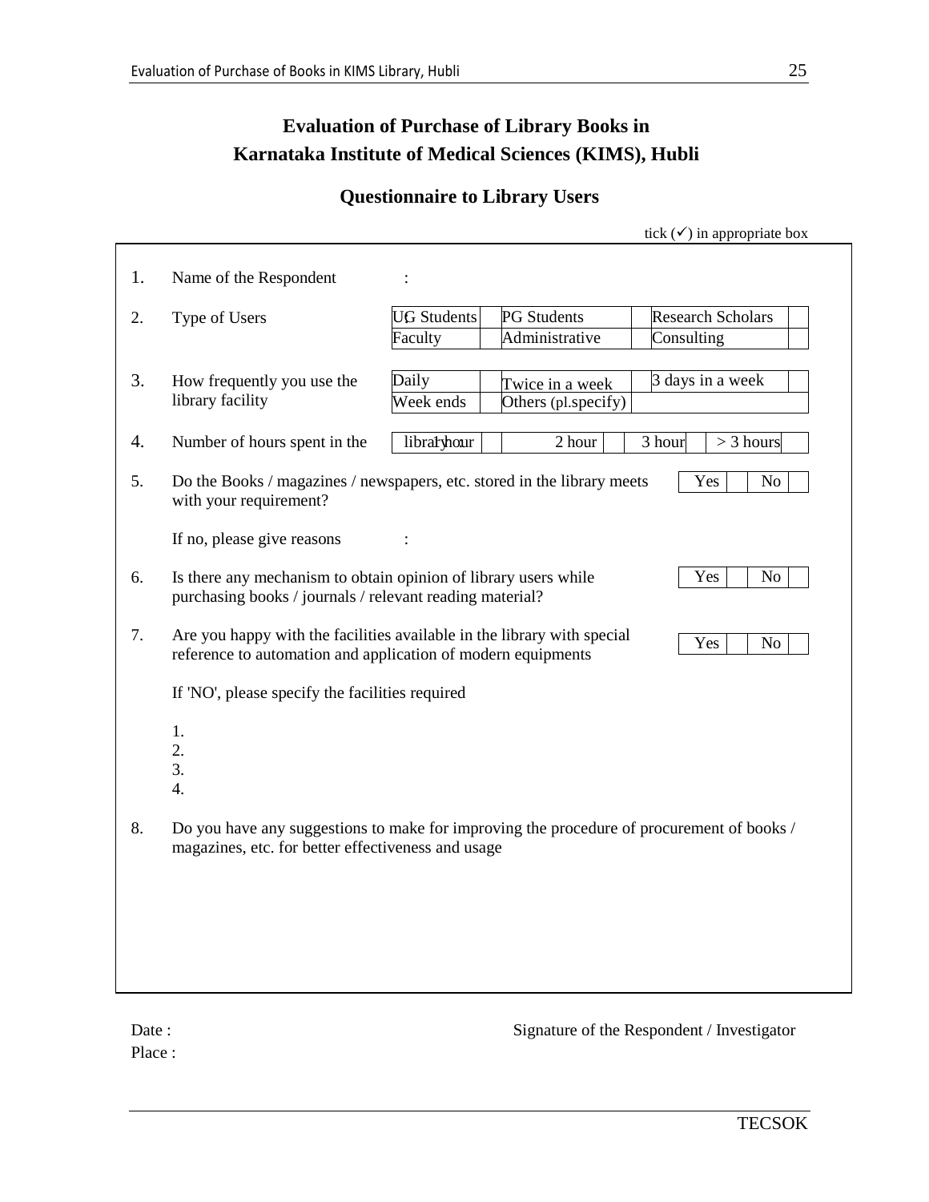# Evaluation of Purchase of Library Books in Karnataka Institute of Medical Sciences (KIMS), Hubli

## Questionnaire to Library Users

tick (✓) in appropriate box

1. Name of the Respondent :

2. Type of Users

| UG Students | | PG Students | | Research Scholars | |
|---|---|---|---|---|---|
| Faculty | | Administrative | | Consulting | |

3. How frequently you use the library facility

| Daily | | Twice in a week | | 3 days in a week | |
|---|---|---|---|---|---|
| Week ends | | Others (pl.specify) | | | |

4. Number of hours spent in the library

| 1 hour | | 2 hour | | 3 hour | | > 3 hours | |
|---|---|---|---|---|---|---|---|

5. Do the Books / magazines / newspapers, etc. stored in the library meets with your requirement?

| Yes | | No | |
|---|---|---|---|

   If no, please give reasons :

6. Is there any mechanism to obtain opinion of library users while purchasing books / journals / relevant reading material?

| Yes | | No | |
|---|---|---|---|

7. Are you happy with the facilities available in the library with special reference to automation and application of modern equipments

| Yes | | No | |
|---|---|---|---|

   If 'NO', please specify the facilities required

   1.
   2.
   3.
   4.

8. Do you have any suggestions to make for improving the procedure of procurement of books / magazines, etc. for better effectiveness and usage

Date :

Place :

Signature of the Respondent / Investigator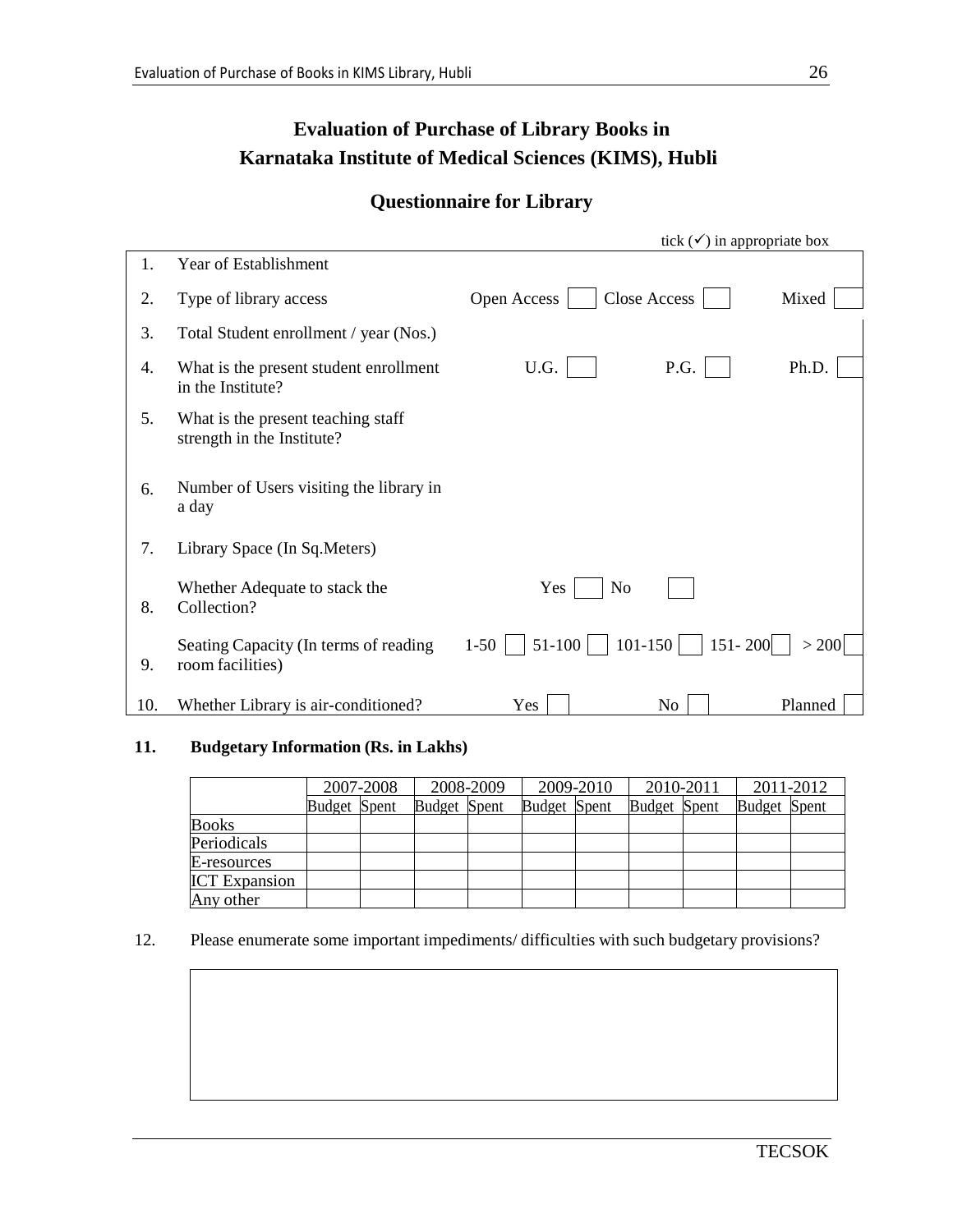# Evaluation of Purchase of Library Books in Karnataka Institute of Medical Sciences (KIMS), Hubli

## Questionnaire for Library

tick (✓) in appropriate box

| | | |
|---|---|---|
| 1. | Year of Establishment | |
| 2. | Type of library access | Open Access ☐ Close Access ☐ Mixed ☐ |
| 3. | Total Student enrollment / year (Nos.) | |
| 4. | What is the present student enrollment in the Institute? | U.G. ☐ P.G. ☐ Ph.D. ☐ |
| 5. | What is the present teaching staff strength in the Institute? | |
| 6. | Number of Users visiting the library in a day | |
| 7. | Library Space (In Sq.Meters) | |
| 8. | Whether Adequate to stack the Collection? | Yes ☐ No ☐ |
| 9. | Seating Capacity (In terms of reading room facilities) | 1-50 ☐ 51-100 ☐ 101-150 ☐ 151- 200 ☐ > 200 ☐ |
| 10. | Whether Library is air-conditioned? | Yes ☐ No ☐ Planned ☐ |

**11. Budgetary Information (Rs. in Lakhs)**

| | 2007-2008 | | 2008-2009 | | 2009-2010 | | 2010-2011 | | 2011-2012 | |
|---|---|---|---|---|---|---|---|---|---|---|
| | Budget | Spent | Budget | Spent | Budget | Spent | Budget | Spent | Budget | Spent |
| Books | | | | | | | | | | |
| Periodicals | | | | | | | | | | |
| E-resources | | | | | | | | | | |
| ICT Expansion | | | | | | | | | | |
| Any other | | | | | | | | | | |

12. Please enumerate some important impediments/ difficulties with such budgetary provisions?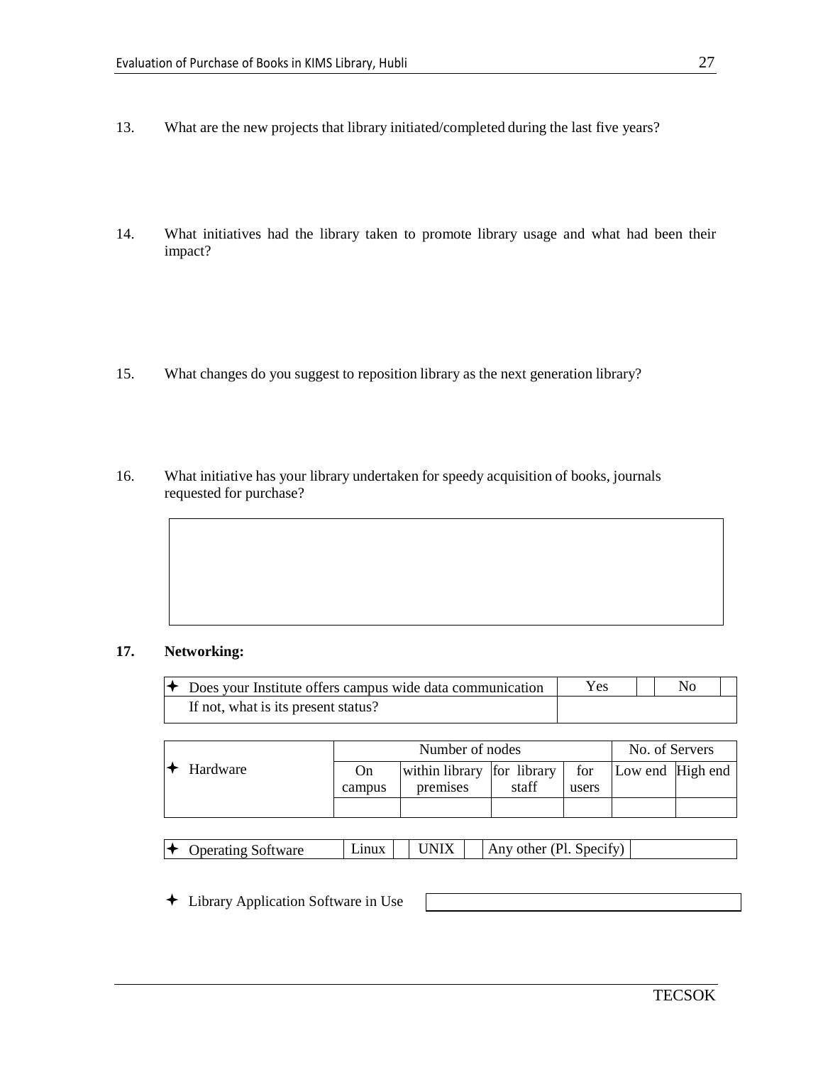13. What are the new projects that library initiated/completed during the last five years?

14. What initiatives had the library taken to promote library usage and what had been their impact?

15. What changes do you suggest to reposition library as the next generation library?

16. What initiative has your library undertaken for speedy acquisition of books, journals requested for purchase?

| |
|---|
| |

**17. Networking:**

| ✦ Does your Institute offers campus wide data communication | Yes | | No | |
|---|---|---|---|---|
| If not, what is its present status? | | | | |

| ✦ Hardware | Number of nodes | | | | No. of Servers | |
|---|---|---|---|---|---|---|
| | On campus | within library premises | for library staff | for users | Low end | High end |
| | | | | | | |

| ✦ Operating Software | Linux | | UNIX | | Any other (Pl. Specify) | |
|---|---|---|---|---|---|---|

| ✦ Library Application Software in Use | |
|---|---|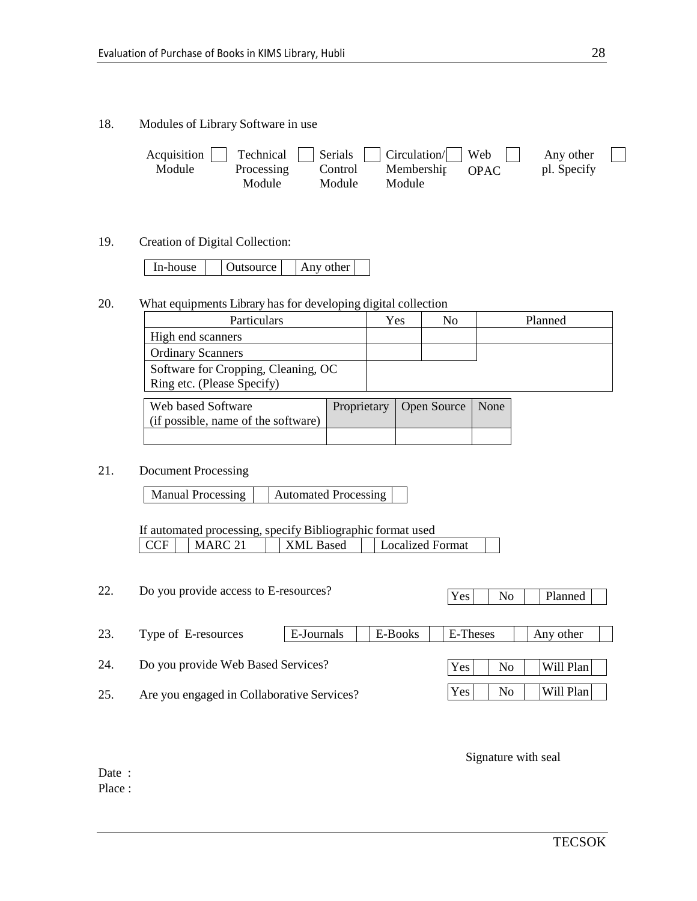18. Modules of Library Software in use

| Acquisition Module | | Technical Processing Module | | Serials Control Module | | Circulation/ Membership Module | | Web OPAC | | Any other pl. Specify | |
|---|---|---|---|---|---|---|---|---|---|---|---|

19. Creation of Digital Collection:

| In-house | | Outsource | | Any other | |
|---|---|---|---|---|---|

20. What equipments Library has for developing digital collection

| Particulars | Yes | No | Planned |
|---|---|---|---|
| High end scanners | | | |
| Ordinary Scanners | | | |
| Software for Cropping, Cleaning, OCRing etc. (Please Specify) | | | |

| Web based Software (if possible, name of the software) | Proprietary | Open Source | None |
|---|---|---|---|
| | | | |

21. Document Processing

| Manual Processing | | Automated Processing | |
|---|---|---|---|

If automated processing, specify Bibliographic format used

| CCF | | MARC 21 | | XML Based | | Localized Format | |
|---|---|---|---|---|---|---|---|

22. Do you provide access to E-resources?

| Yes | | No | | Planned | |
|---|---|---|---|---|---|

23. Type of E-resources

| E-Journals | | E-Books | | E-Theses | | Any other | |
|---|---|---|---|---|---|---|---|

24. Do you provide Web Based Services?

| Yes | | No | | Will Plan | |
|---|---|---|---|---|---|

25. Are you engaged in Collaborative Services?

| Yes | | No | | Will Plan | |
|---|---|---|---|---|---|

Signature with seal

Date :

Place :